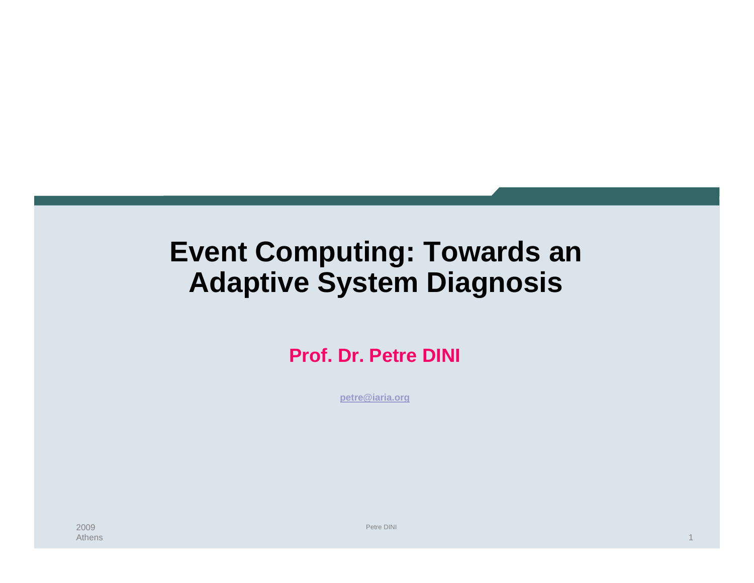# Event Computing: Towards an Adaptive System Diagnosis

**Prof. Dr. Petre DINI**

petre@iaria.org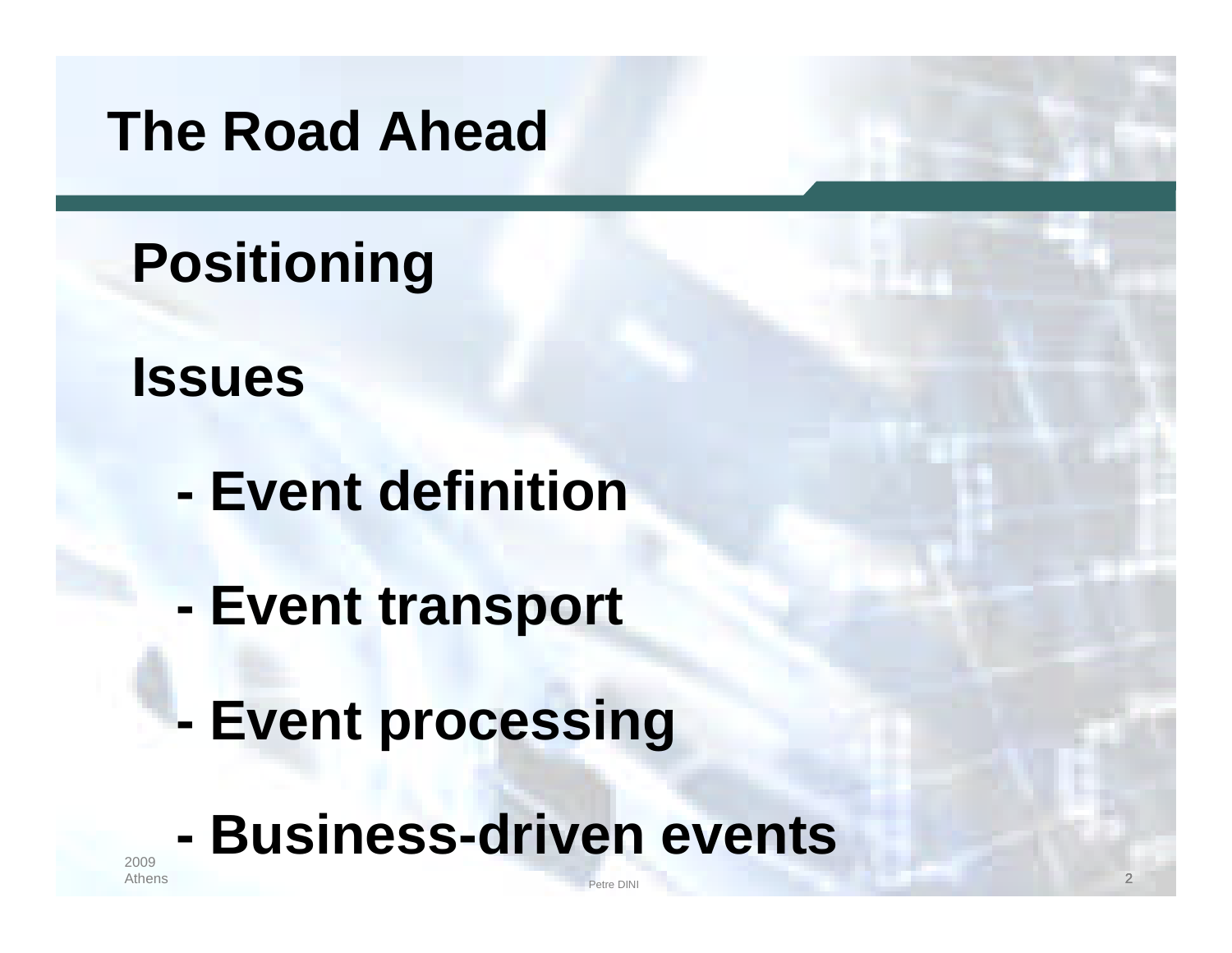# The Road Ahead

**Positioning**

**Issues**

- **Event definition**
- **Event transport**
- **Event processing**
- **Business-driven events**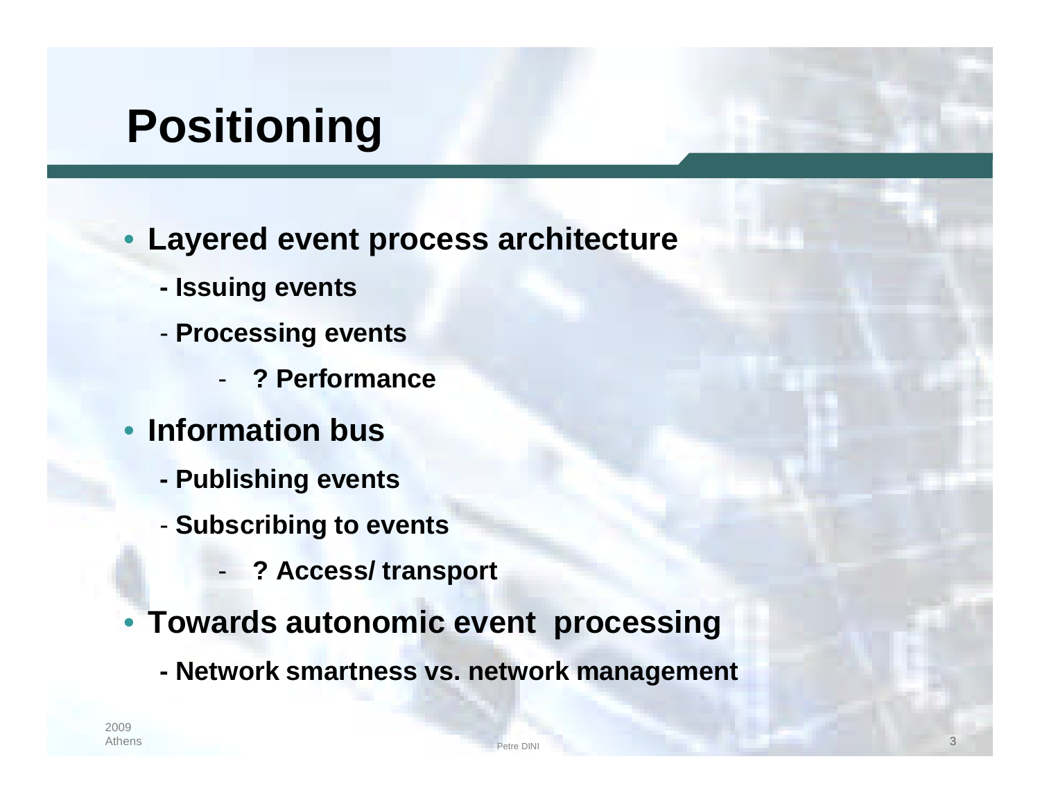# Positioning

- **Layered event process architecture**
  - **Issuing events**
  - **Processing events**
    - **? Performance**
- **Information bus**
  - **Publishing events**
  - **Subscribing to events**
    - **? Access/ transport**
- **Towards autonomic event processing**
  - **Network smartness vs. network management**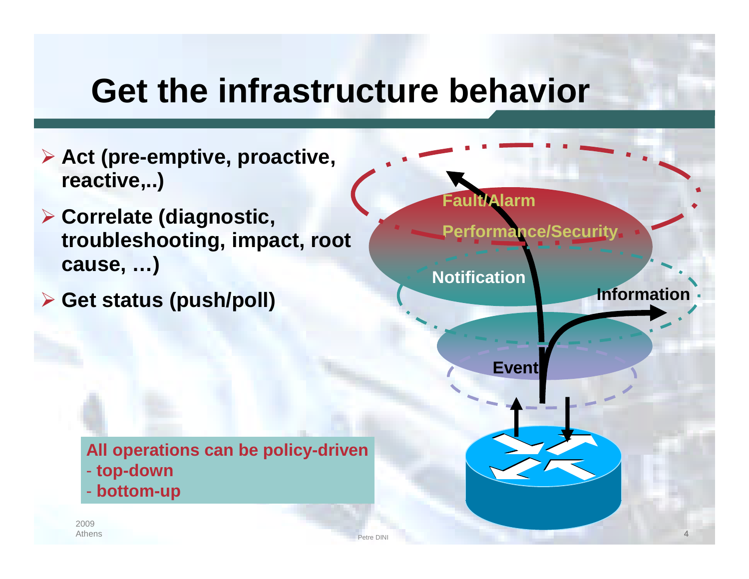# Get the infrastructure behavior

- **Act (pre-emptive, proactive, reactive,..)**
- **Correlate (diagnostic, troubleshooting, impact, root cause, …)**
- **Get status (push/poll)**

Fault/Alarm

Performance/Security

Notification

Information

Event

**All operations can be policy-driven**
- **top-down**
- **bottom-up**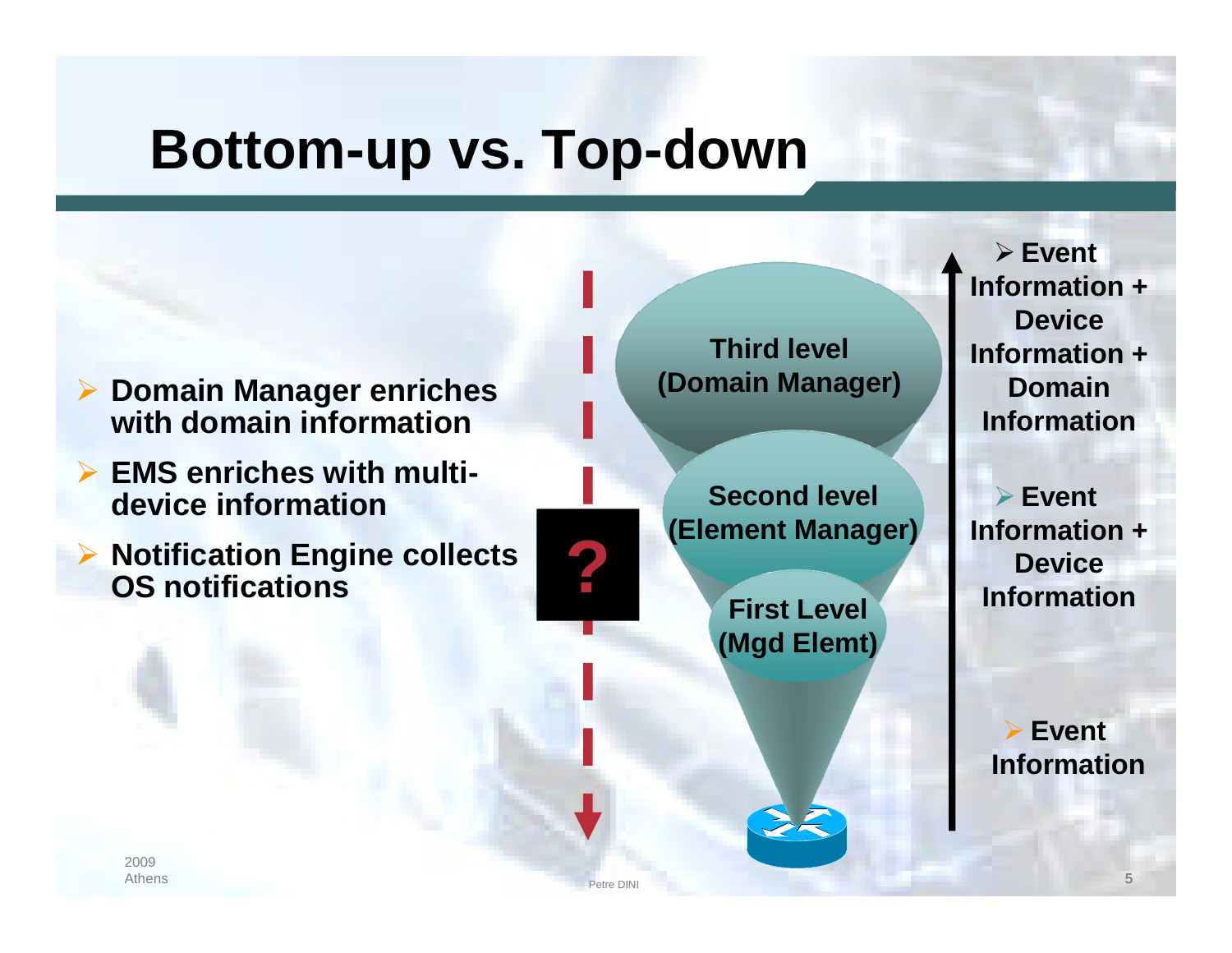# Bottom-up vs. Top-down

- **Domain Manager enriches with domain information**
- **EMS enriches with multi-device information**
- **Notification Engine collects OS notifications**

**?**

**Third level (Domain Manager)**

**Second level (Element Manager)**

**First Level (Mgd Elemt)**

- **Event Information + Device Information + Domain Information**
- **Event Information + Device Information**
- **Event Information**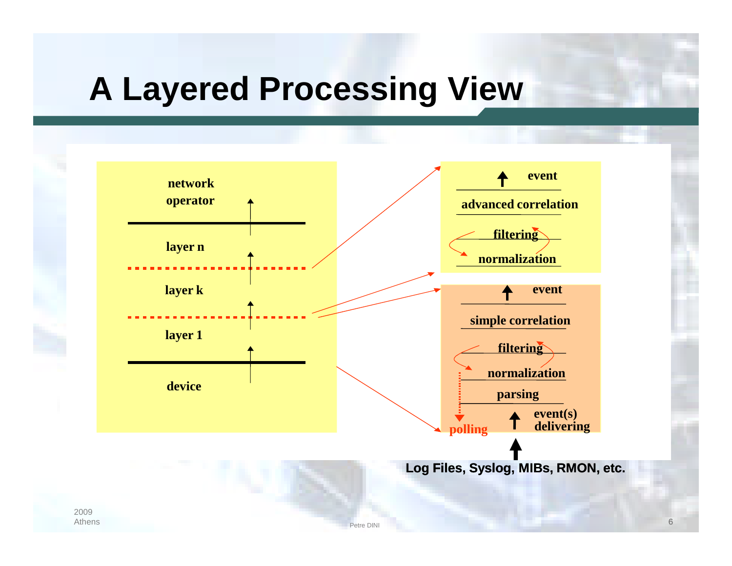# A Layered Processing View

network operator

layer n

layer k

layer 1

device

event

advanced correlation

filtering

normalization

event

simple correlation

filtering

normalization

parsing

polling

event(s) delivering

Log Files, Syslog, MIBs, RMON, etc.

2009
Athens

Petre DINI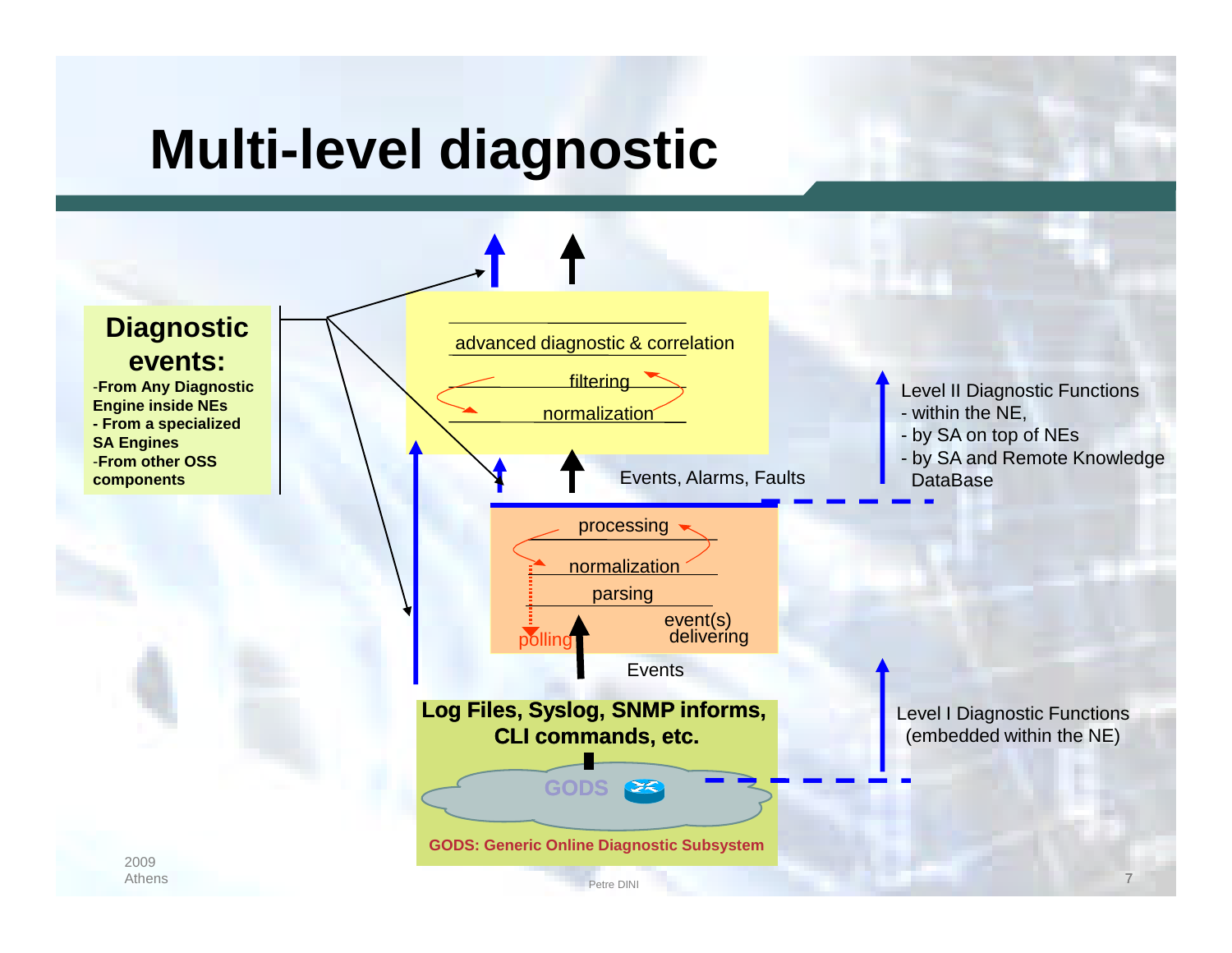# Multi-level diagnostic

**Diagnostic events:**

- **From Any Diagnostic Engine inside NEs**
- **From a specialized SA Engines**
- **From other OSS components**

advanced diagnostic & correlation

filtering

normalization

Events, Alarms, Faults

Level II Diagnostic Functions
- within the NE,
- by SA on top of NEs
- by SA and Remote Knowledge DataBase

processing

normalization

parsing

event(s) delivering

polling

Events

**Log Files, Syslog, SNMP informs, CLI commands, etc.**

GODS

**GODS: Generic Online Diagnostic Subsystem**

Level I Diagnostic Functions (embedded within the NE)

2009 Athens

Petre DINI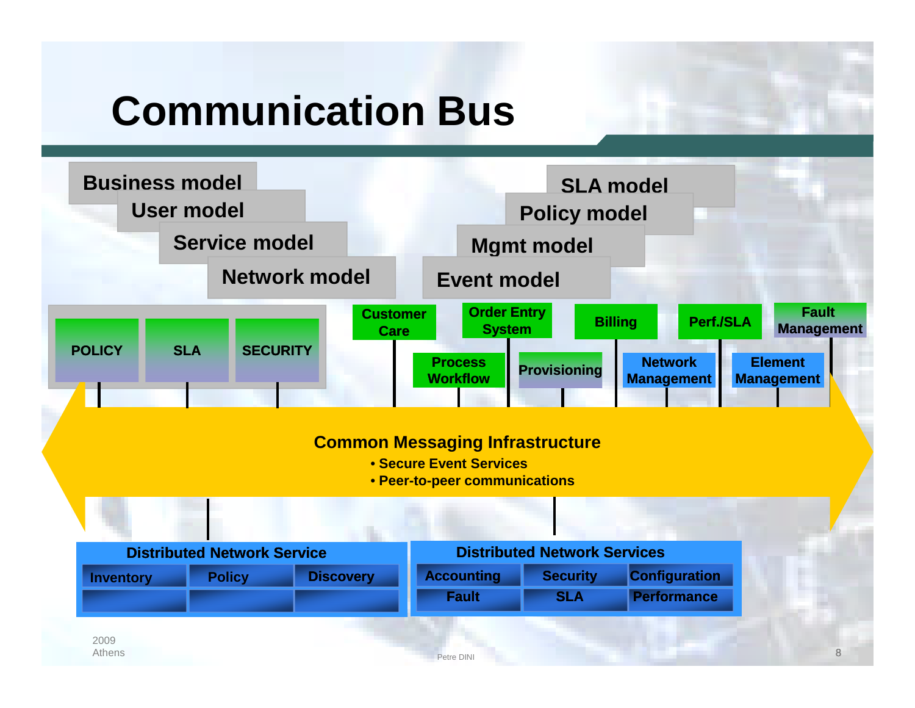# Communication Bus

Business model
User model
Service model
Network model

SLA model
Policy model
Mgmt model
Event model

POLICY | SLA | SECURITY

Customer Care
Order Entry System
Billing
Perf./SLA
Fault Management
Process Workflow
Provisioning
Network Management
Element Management

**Common Messaging Infrastructure**

- Secure Event Services
- Peer-to-peer communications

**Distributed Network Service**

| Inventory | Policy | Discovery |
|---|---|---|
| | | |

**Distributed Network Services**

| Accounting | Security | Configuration |
|---|---|---|
| Fault | SLA | Performance |

2009
Athens

Petre DINI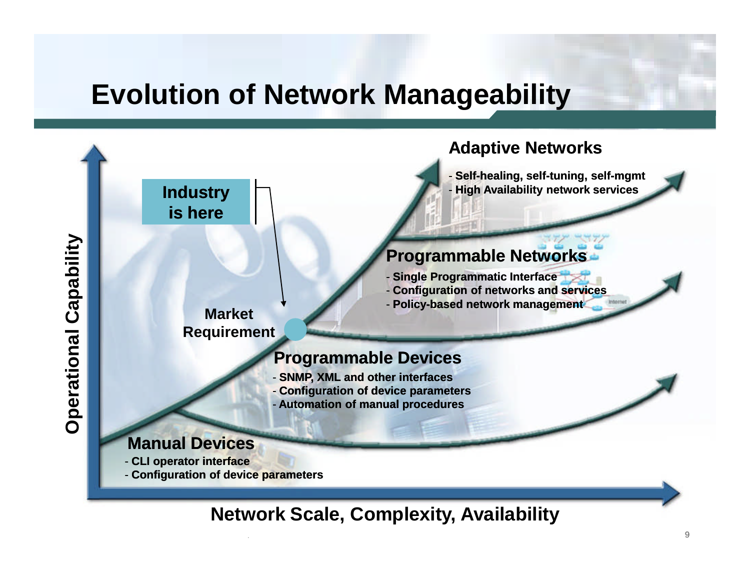# Evolution of Network Manageability

**Operational Capability**

**Industry is here**

**Market Requirement**

## Adaptive Networks

- **Self-healing, self-tuning, self-mgmt**
- **High Availability network services**

## Programmable Networks

- **Single Programmatic Interface**
- **Configuration of networks and services**
- **Policy-based network management**

## Programmable Devices

- **SNMP, XML and other interfaces**
- **Configuration of device parameters**
- **Automation of manual procedures**

## Manual Devices

- **CLI operator interface**
- **Configuration of device parameters**

**Network Scale, Complexity, Availability**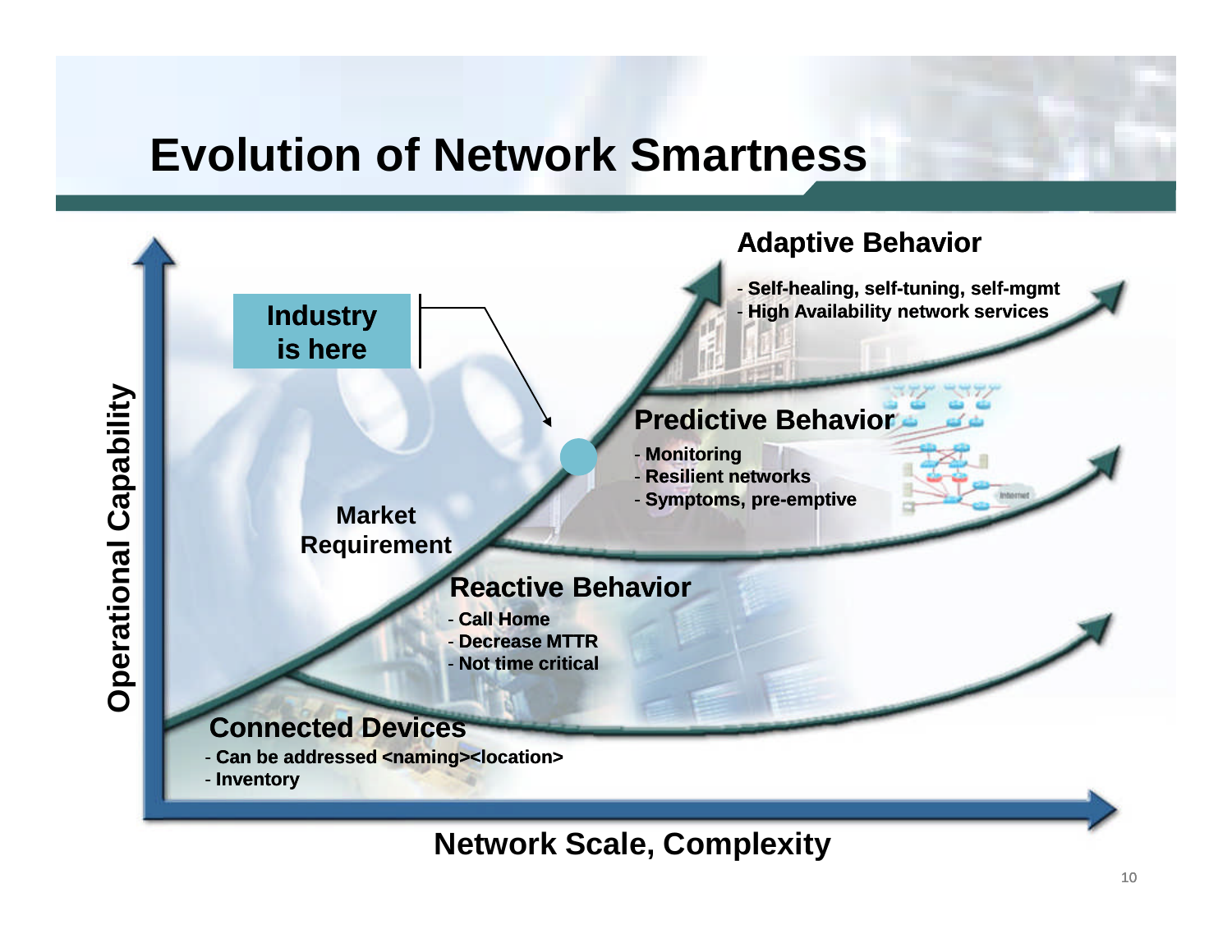# Evolution of Network Smartness

**Industry is here**

### Adaptive Behavior

- Self-healing, self-tuning, self-mgmt
- High Availability network services

### Predictive Behavior

- Monitoring
- Resilient networks
- Symptoms, pre-emptive

**Market Requirement**

### Reactive Behavior

- Call Home
- Decrease MTTR
- Not time critical

### Connected Devices

- Can be addressed <naming><location>
- Inventory

**Operational Capability**

**Network Scale, Complexity**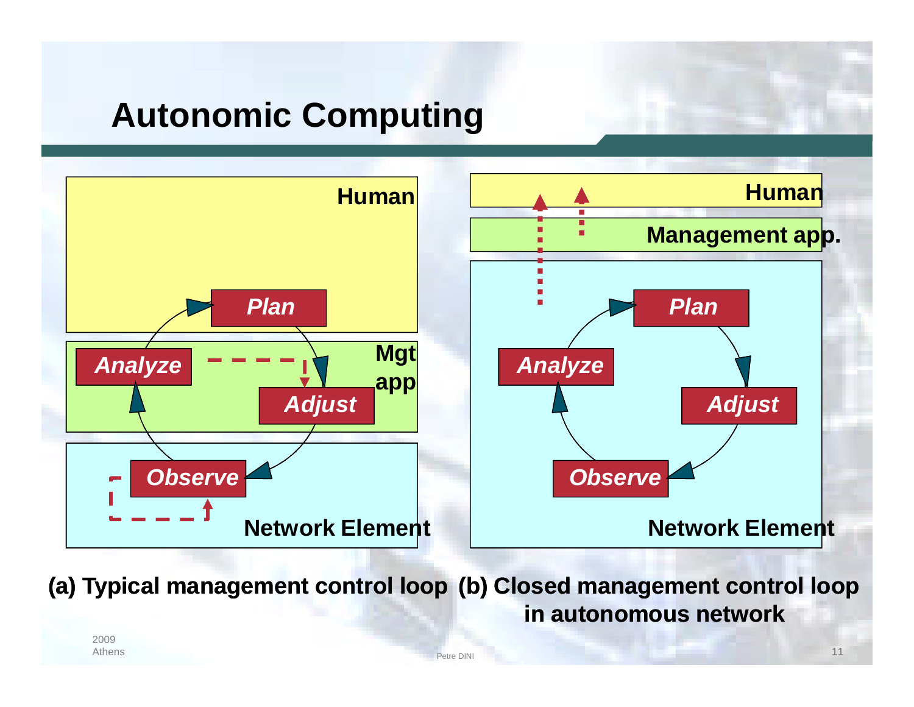# Autonomic Computing

Human

Plan

Mgt app

Analyze

Adjust

Observe

Network Element

Human

Management app.

Plan

Analyze

Adjust

Observe

Network Element

**(a) Typical management control loop** **(b) Closed management control loop in autonomous network**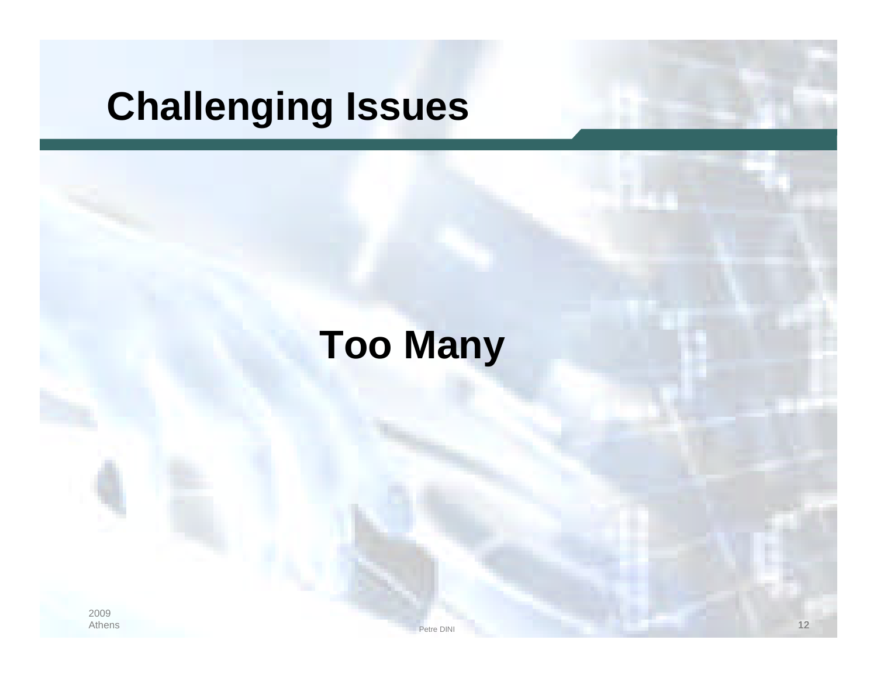# Challenging Issues

**Too Many**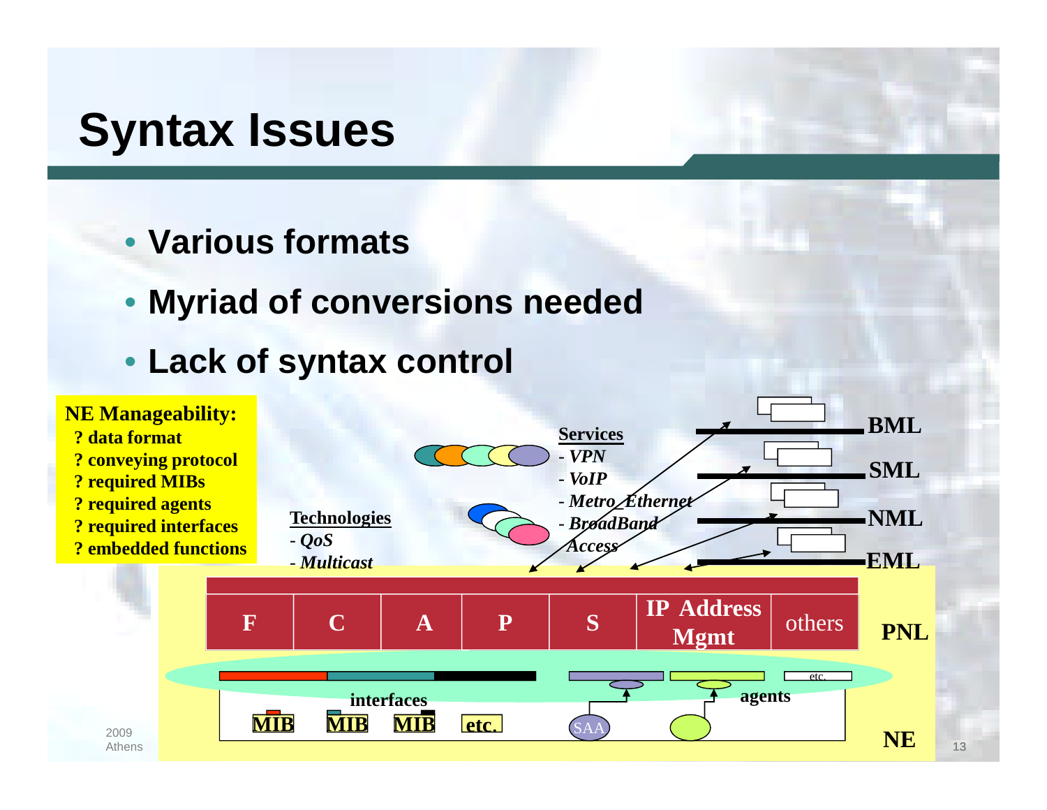# Syntax Issues

- **Various formats**
- **Myriad of conversions needed**
- **Lack of syntax control**

**NE Manageability:**
- ? data format
- ? conveying protocol
- ? required MIBs
- ? required agents
- ? required interfaces
- ? embedded functions

**Technologies**
- *QoS*
- *Multicast*

**Services**
- *VPN*
- *VoIP*
- *Metro_Ethernet*
- *BroadBand Access*

BML

SML

NML

EML

| F | C | A | P | S | IP Address Mgmt | others |
|---|---|---|---|---|---|---|

PNL

interfaces

agents

etc.

MIB MIB MIB etc.

SAA

NE

2009 Athens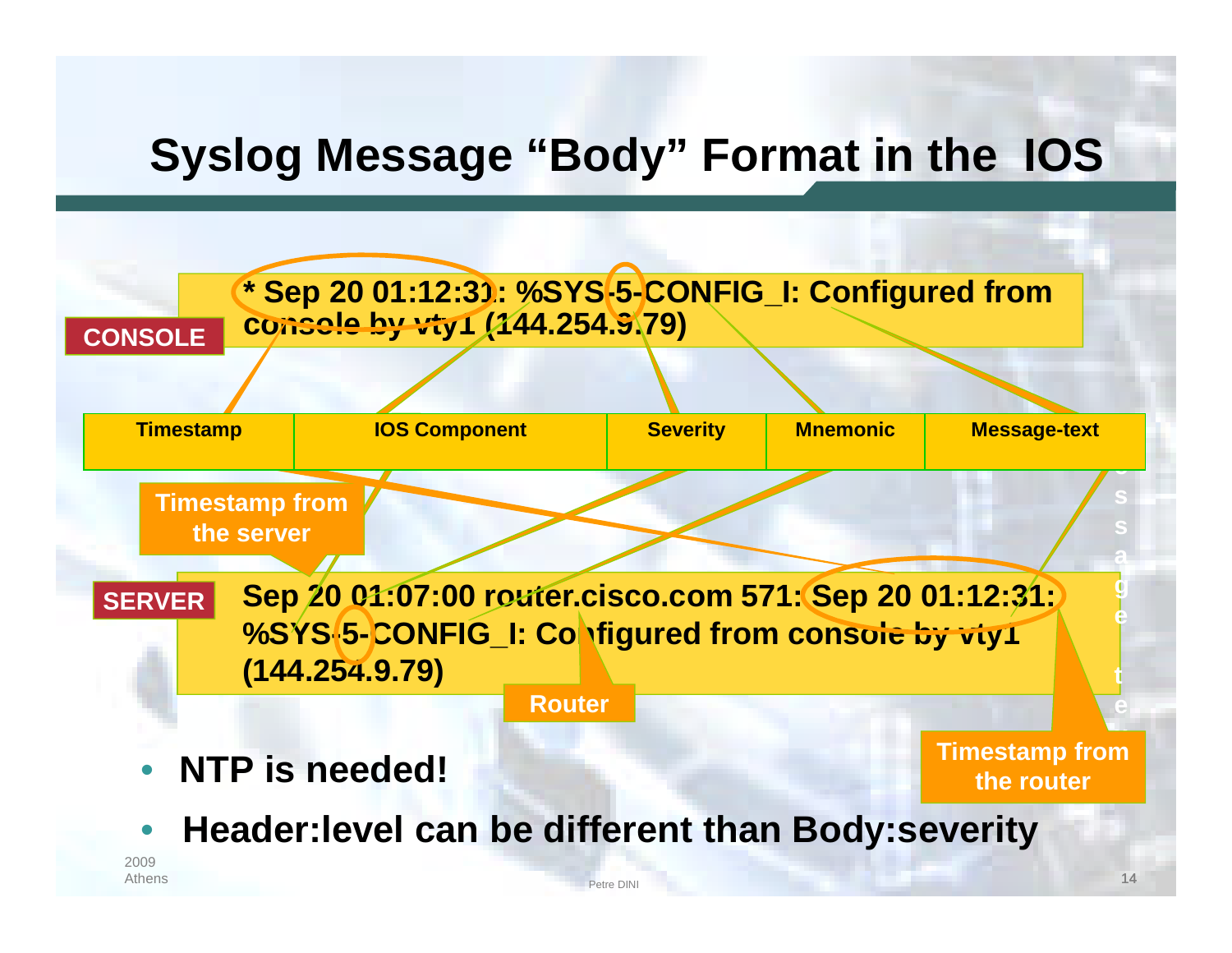# Syslog Message "Body" Format in the IOS

**CONSOLE**

**\* Sep 20 01:12:31: %SYS-5-CONFIG_I: Configured from console by vty1 (144.254.9.79)**

| Timestamp | IOS Component | Severity | Mnemonic | Message-text |
|---|---|---|---|---|

**Timestamp from the server**

**SERVER**

**Sep 20 01:07:00 router.cisco.com 571: Sep 20 01:12:31: %SYS-5-CONFIG_I: Configured from console by vty1 (144.254.9.79)**

**Router**

**Timestamp from the router**

- **NTP is needed!**
- **Header:level can be different than Body:severity**

2009 Athens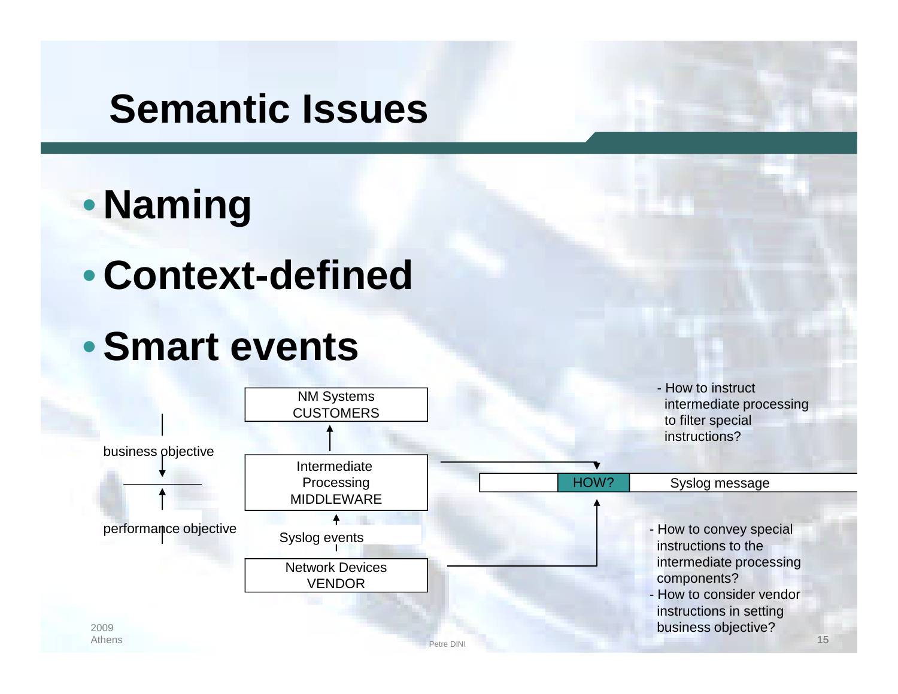# Semantic Issues

- **Naming**
- **Context-defined**
- **Smart events**

business objective

performance objective

NM Systems
CUSTOMERS

Intermediate
Processing
MIDDLEWARE

Syslog events

Network Devices
VENDOR

HOW? | Syslog message

- How to instruct intermediate processing to filter special instructions?

- How to convey special instructions to the intermediate processing components?
- How to consider vendor instructions in setting business objective?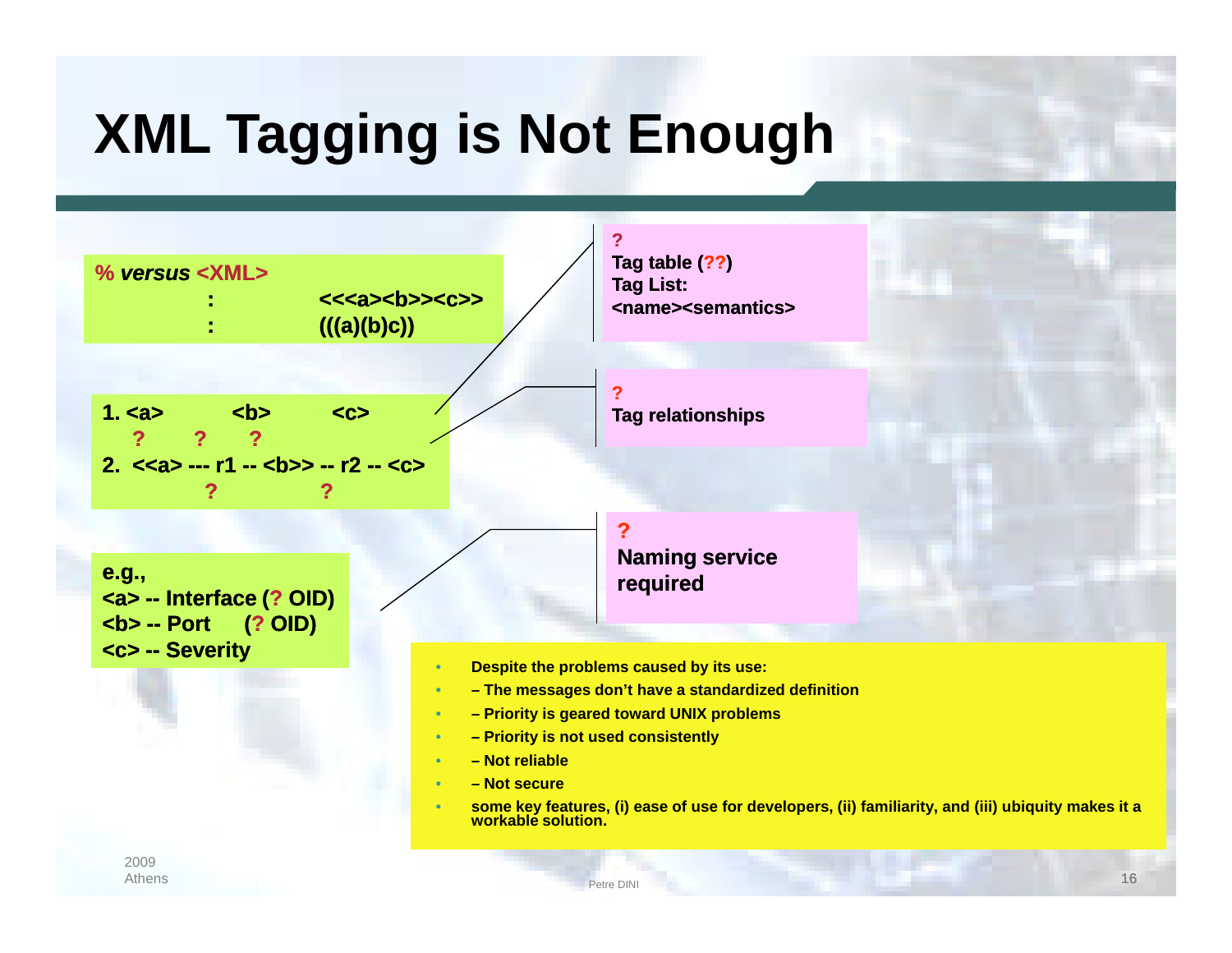# XML Tagging is Not Enough

**% *versus* <XML>**

**: <<<a><b>><c>>**

**: (((a)(b)c))**

**1. <a> <b> <c>**

**? ? ?**

**2. <<a> --- r1 -- <b>> -- r2 -- <c>**

**? ?**

**e.g.,**
**<a> -- Interface (? OID)**
**<b> -- Port (? OID)**
**<c> -- Severity**

**?**
**Tag table (??)**
**Tag List:**
**<name><semantics>**

**?**
**Tag relationships**

**?**
**Naming service required**

- **Despite the problems caused by its use:**
- **– The messages don't have a standardized definition**
- **– Priority is geared toward UNIX problems**
- **– Priority is not used consistently**
- **– Not reliable**
- **– Not secure**
- **some key features, (i) ease of use for developers, (ii) familiarity, and (iii) ubiquity makes it a workable solution.**

2009
Athens

Petre DINI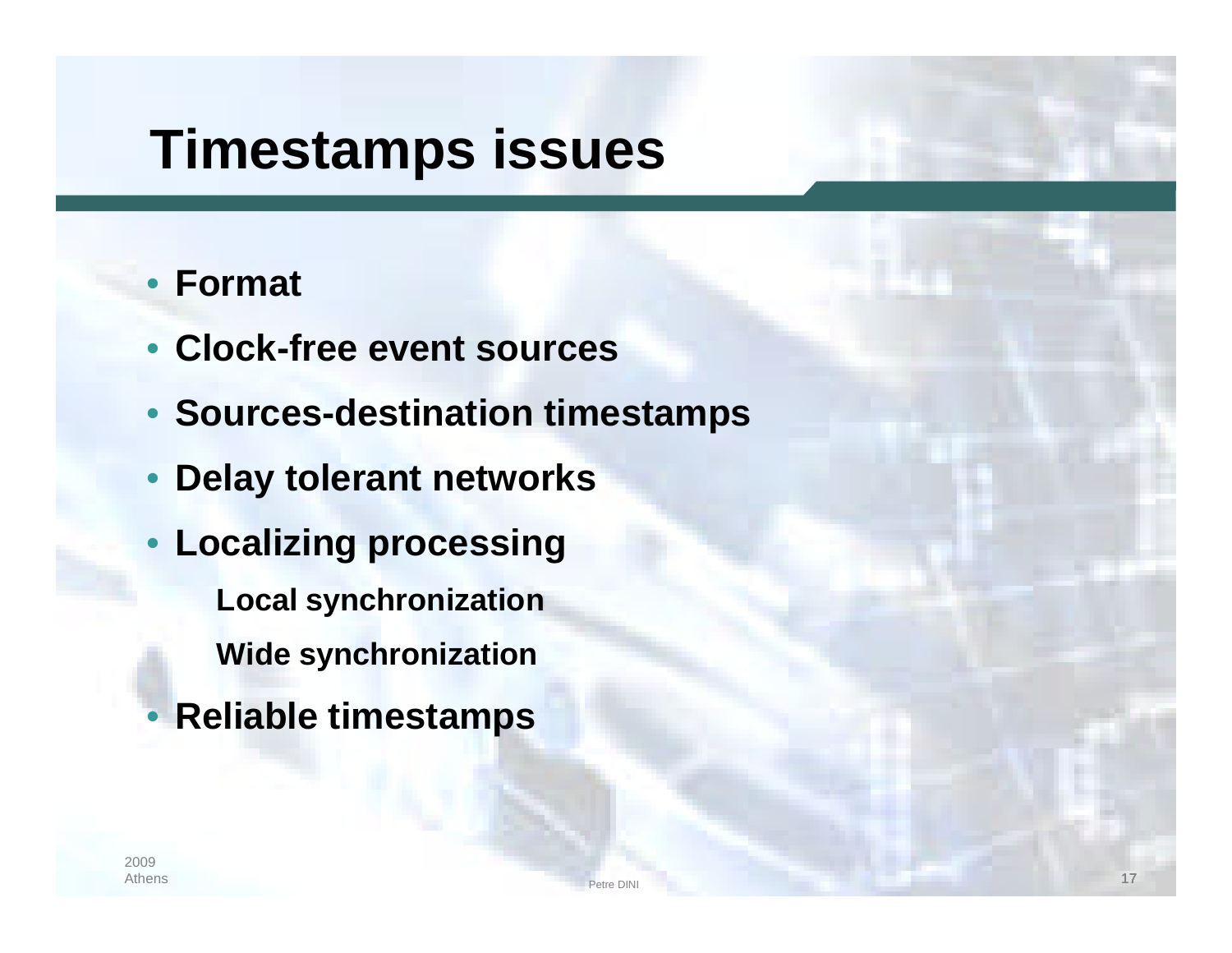# Timestamps issues

- **Format**
- **Clock-free event sources**
- **Sources-destination timestamps**
- **Delay tolerant networks**
- **Localizing processing**
  - **Local synchronization**
  - **Wide synchronization**
- **Reliable timestamps**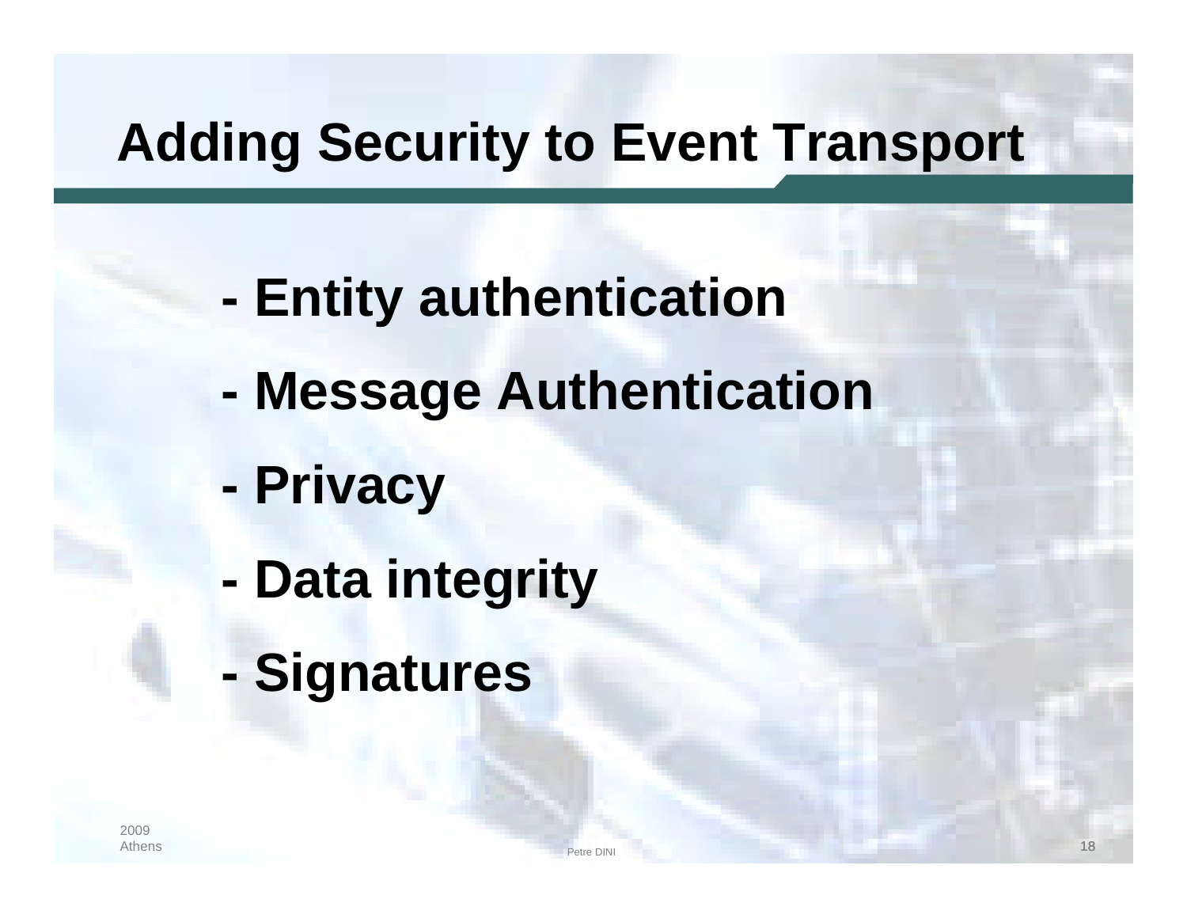# Adding Security to Event Transport

- **Entity authentication**
- **Message Authentication**
- **Privacy**
- **Data integrity**
- **Signatures**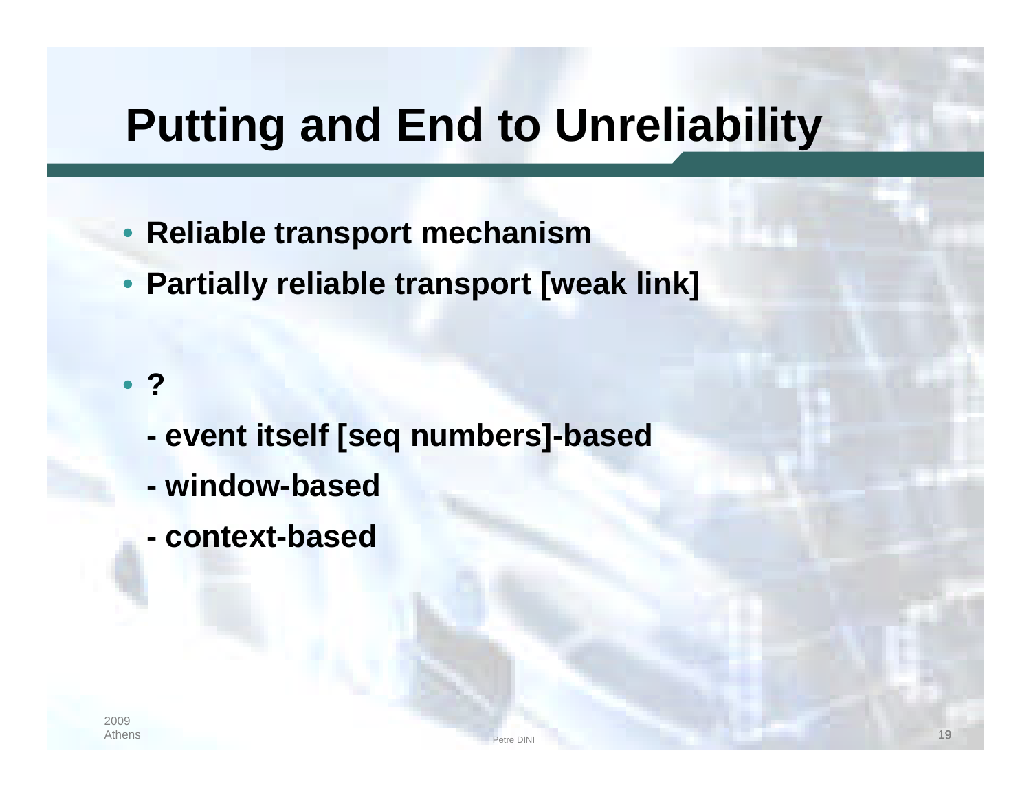# Putting and End to Unreliability

- **Reliable transport mechanism**
- **Partially reliable transport [weak link]**

- **?**

  **- event itself [seq numbers]-based**

  **- window-based**

  **- context-based**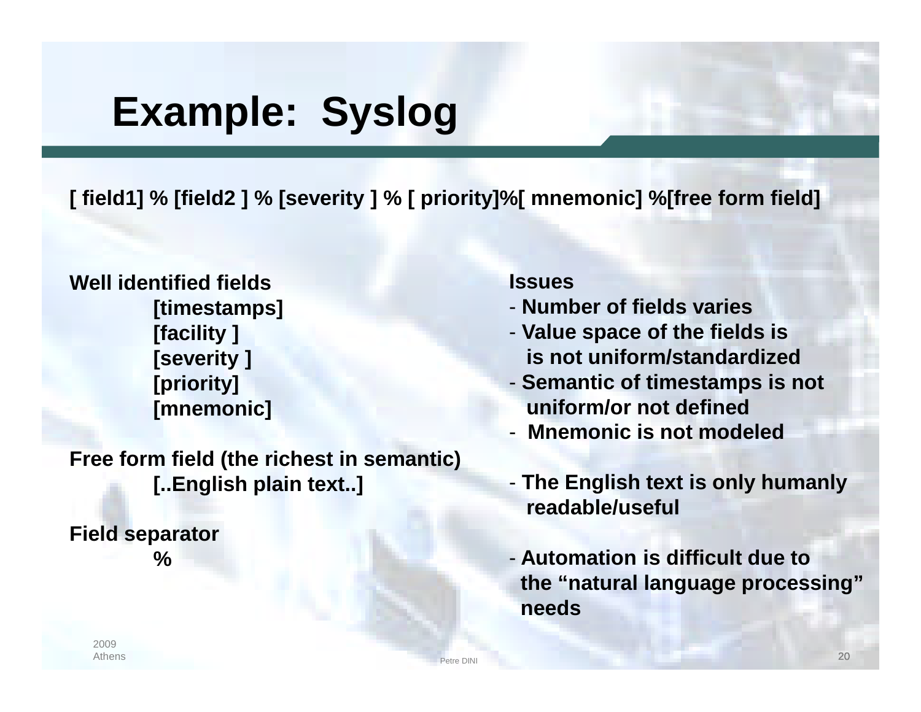# Example: Syslog

**[ field1] % [field2 ] % [severity ] % [ priority]%[ mnemonic] %[free form field]**

**Well identified fields**

- **[timestamps]**
- **[facility ]**
- **[severity ]**
- **[priority]**
- **[mnemonic]**

**Free form field (the richest in semantic)**

- **[..English plain text..]**

**Field separator**

- **%**

**Issues**

- **Number of fields varies**
- **Value space of the fields is is not uniform/standardized**
- **Semantic of timestamps is not uniform/or not defined**
- **Mnemonic is not modeled**
- **The English text is only humanly readable/useful**
- **Automation is difficult due to the "natural language processing" needs**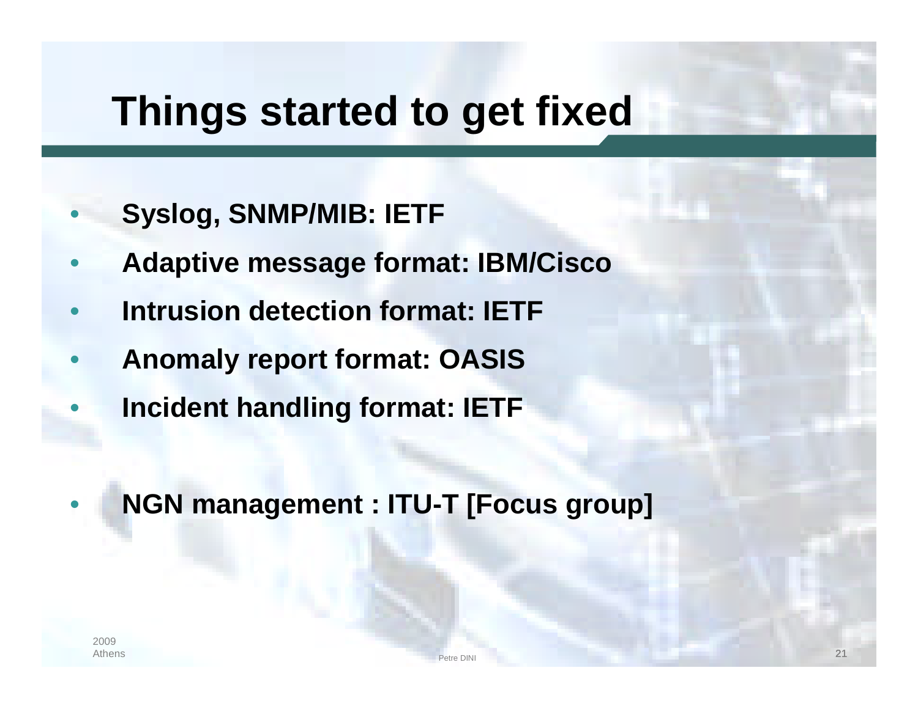# Things started to get fixed

- **Syslog, SNMP/MIB: IETF**
- **Adaptive message format: IBM/Cisco**
- **Intrusion detection format: IETF**
- **Anomaly report format: OASIS**
- **Incident handling format: IETF**

- **NGN management : ITU-T [Focus group]**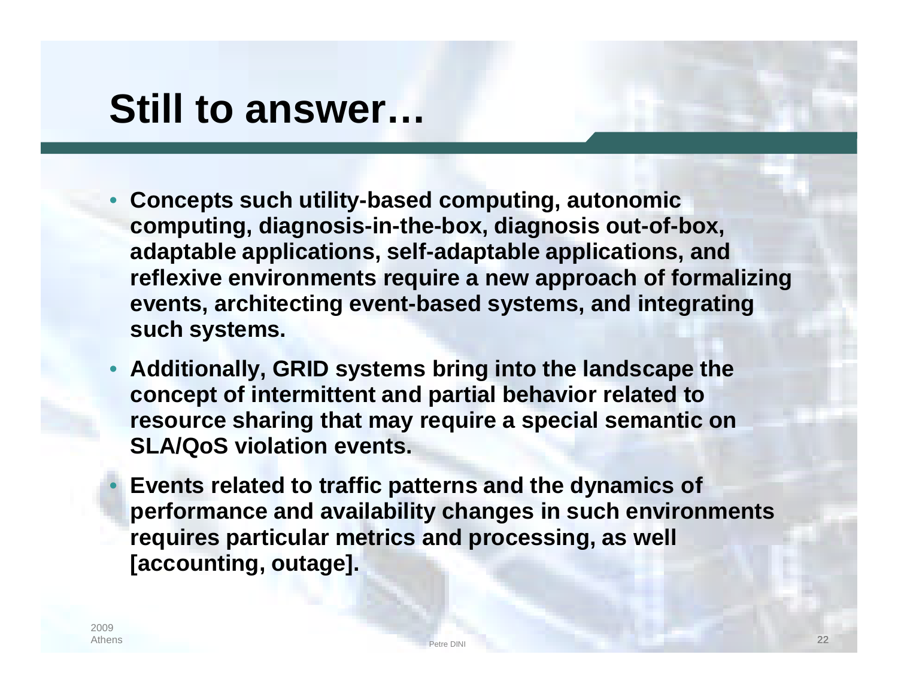# Still to answer…

- **Concepts such utility-based computing, autonomic computing, diagnosis-in-the-box, diagnosis out-of-box, adaptable applications, self-adaptable applications, and reflexive environments require a new approach of formalizing events, architecting event-based systems, and integrating such systems.**
- **Additionally, GRID systems bring into the landscape the concept of intermittent and partial behavior related to resource sharing that may require a special semantic on SLA/QoS violation events.**
- **Events related to traffic patterns and the dynamics of performance and availability changes in such environments requires particular metrics and processing, as well [accounting, outage].**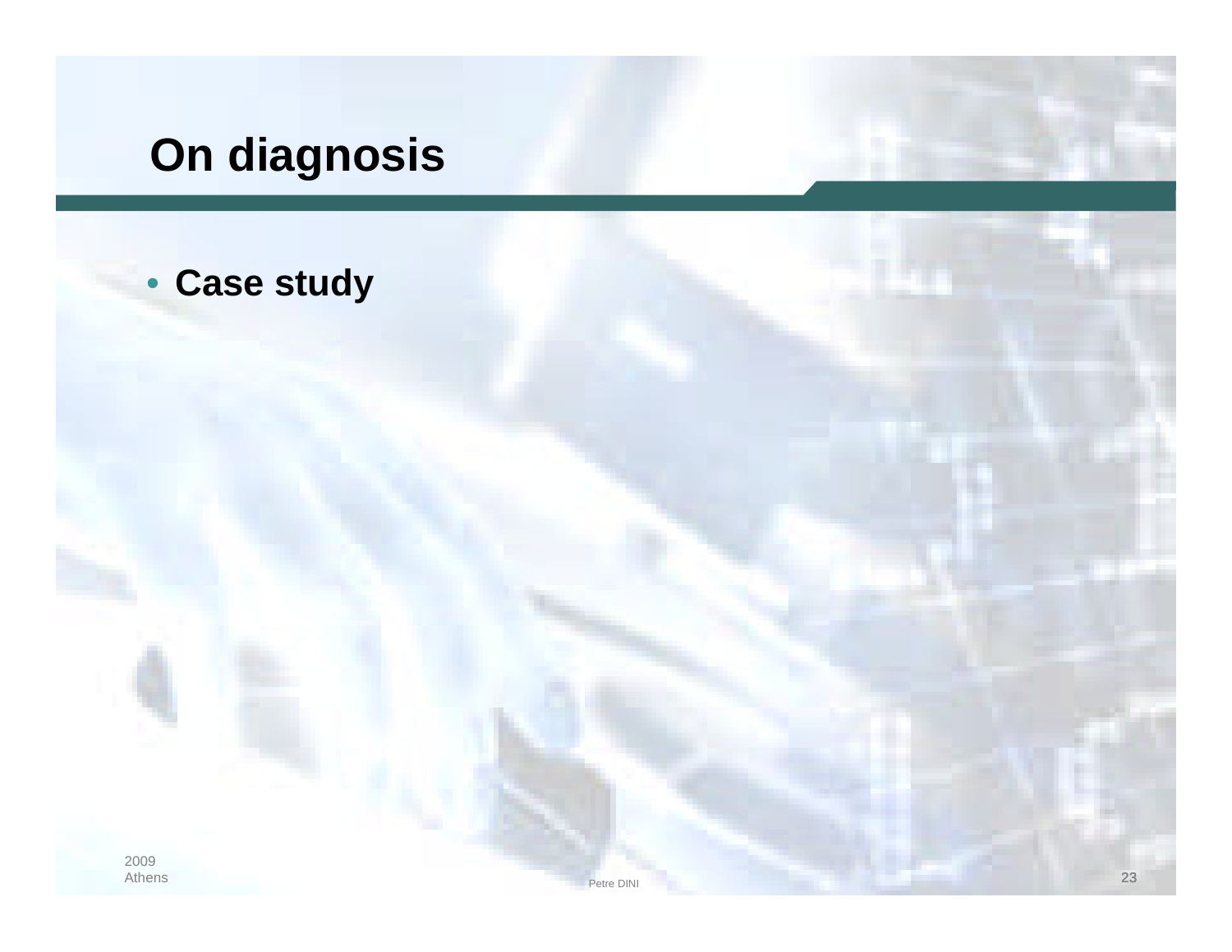# On diagnosis

- **Case study**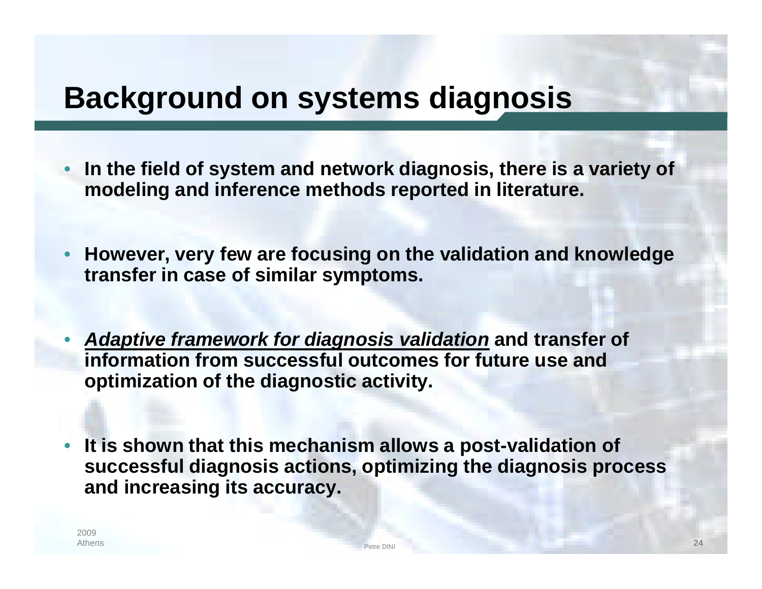# Background on systems diagnosis

- **In the field of system and network diagnosis, there is a variety of modeling and inference methods reported in literature.**
- **However, very few are focusing on the validation and knowledge transfer in case of similar symptoms.**
- ***Adaptive framework for diagnosis validation*** **and transfer of information from successful outcomes for future use and optimization of the diagnostic activity.**
- **It is shown that this mechanism allows a post-validation of successful diagnosis actions, optimizing the diagnosis process and increasing its accuracy.**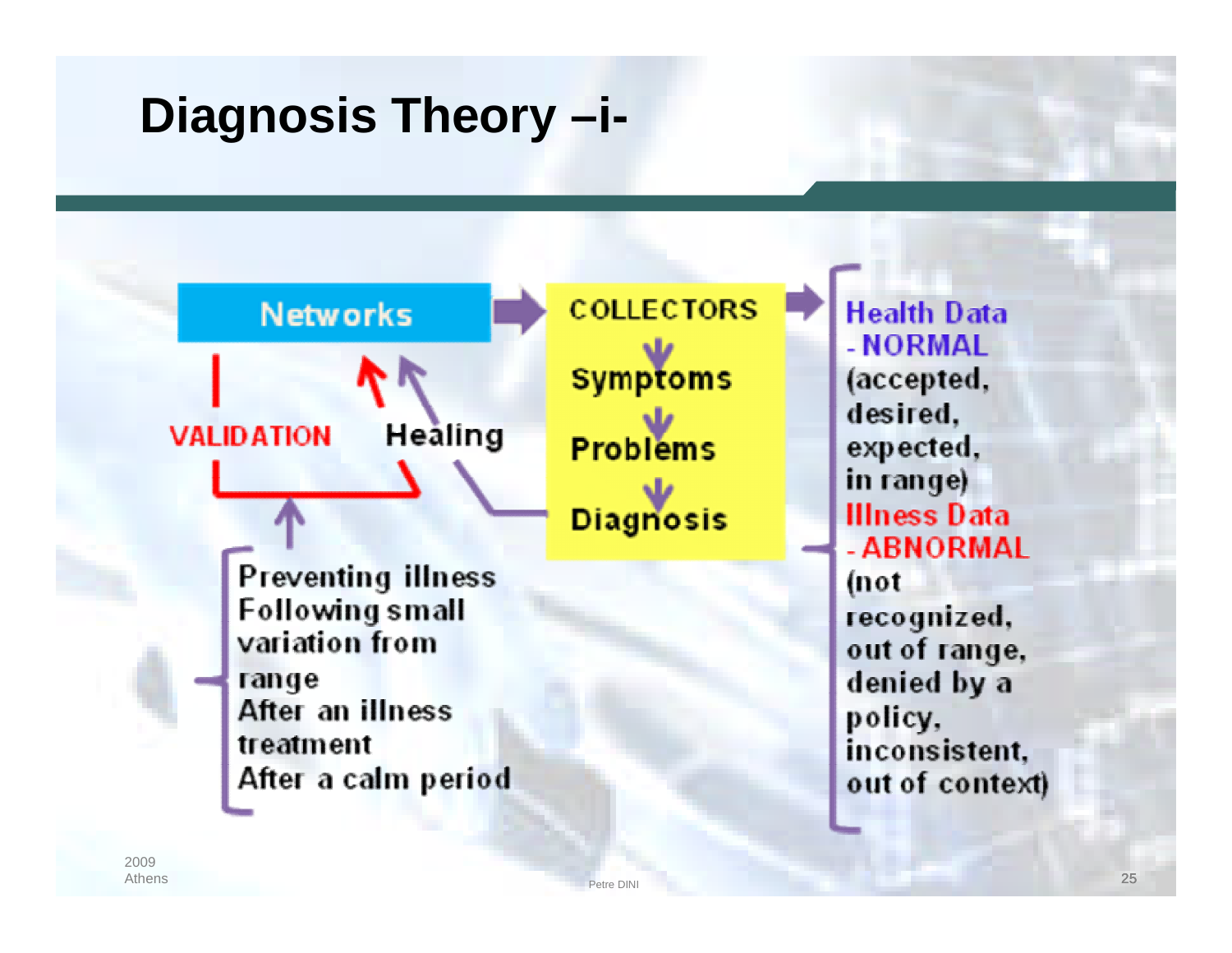# Diagnosis Theory –i-

Networks → COLLECTORS → Symptoms → Problems → Diagnosis

VALIDATION

Healing

- Preventing illness
- Following small variation from range
- After an illness treatment
- After a calm period

**Health Data - NORMAL** (accepted, desired, expected, in range)

**Illness Data - ABNORMAL** (not recognized, out of range, denied by a policy, inconsistent, out of context)

2009 Athens

Petre DINI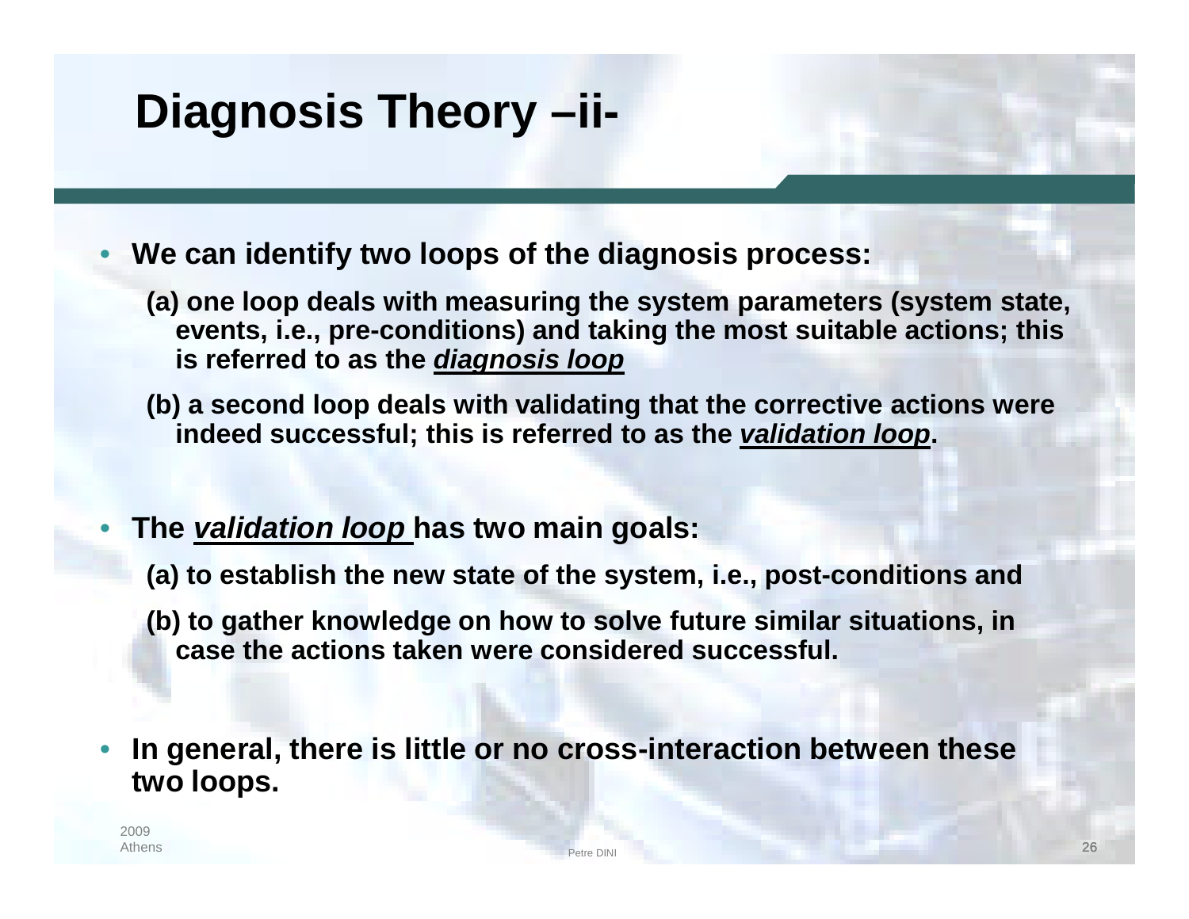# Diagnosis Theory –ii-

- **We can identify two loops of the diagnosis process:**
  - **(a) one loop deals with measuring the system parameters (system state, events, i.e., pre-conditions) and taking the most suitable actions; this is referred to as the *diagnosis loop***
  - **(b) a second loop deals with validating that the corrective actions were indeed successful; this is referred to as the *validation loop*.**

- **The *validation loop* has two main goals:**
  - **(a) to establish the new state of the system, i.e., post-conditions and**
  - **(b) to gather knowledge on how to solve future similar situations, in case the actions taken were considered successful.**

- **In general, there is little or no cross-interaction between these two loops.**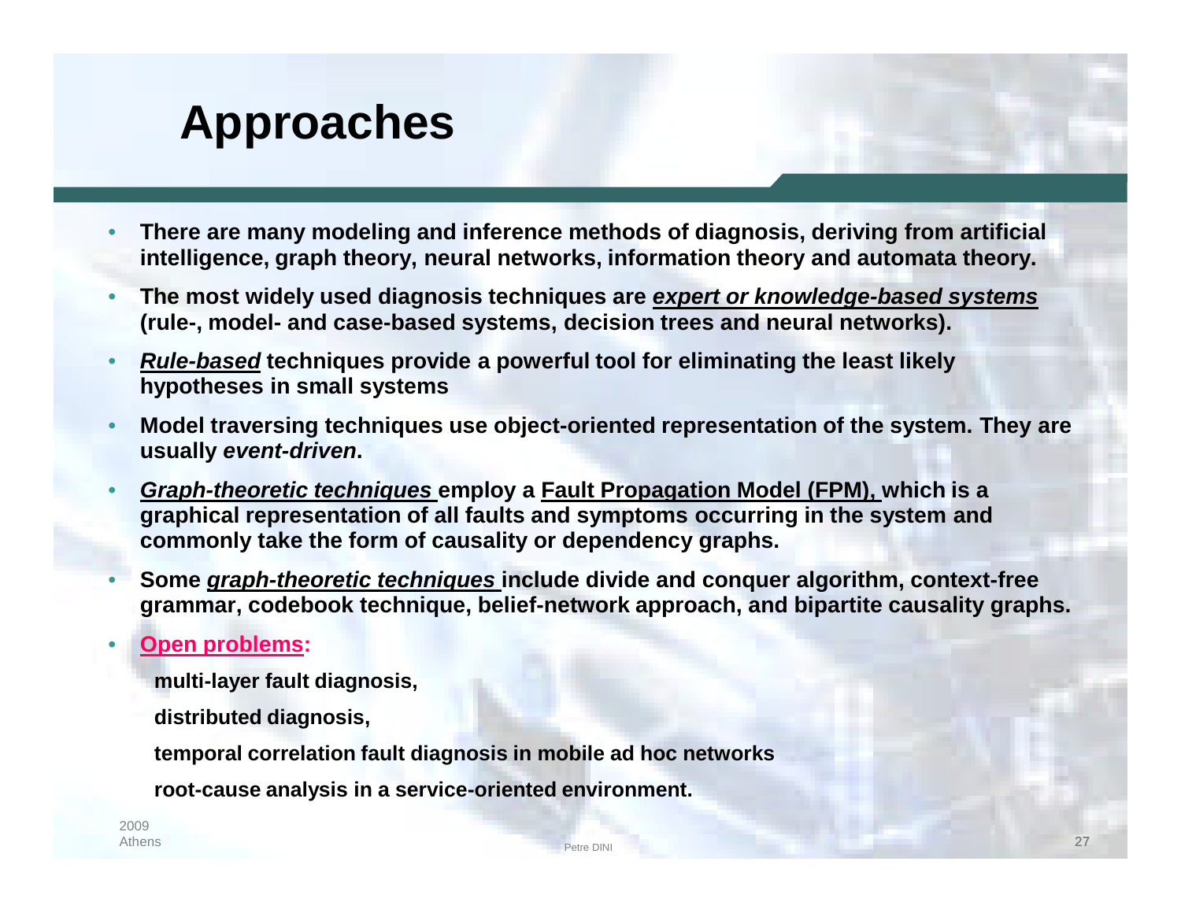# Approaches

- **There are many modeling and inference methods of diagnosis, deriving from artificial intelligence, graph theory, neural networks, information theory and automata theory.**
- **The most widely used diagnosis techniques are *expert or knowledge-based systems* (rule-, model- and case-based systems, decision trees and neural networks).**
- ***Rule-based* techniques provide a powerful tool for eliminating the least likely hypotheses in small systems**
- **Model traversing techniques use object-oriented representation of the system. They are usually *event-driven*.**
- ***Graph-theoretic techniques* employ a Fault Propagation Model (FPM), which is a graphical representation of all faults and symptoms occurring in the system and commonly take the form of causality or dependency graphs.**
- **Some *graph-theoretic techniques* include divide and conquer algorithm, context-free grammar, codebook technique, belief-network approach, and bipartite causality graphs.**
- **Open problems:**

  **multi-layer fault diagnosis,**

  **distributed diagnosis,**

  **temporal correlation fault diagnosis in mobile ad hoc networks**

  **root-cause analysis in a service-oriented environment.**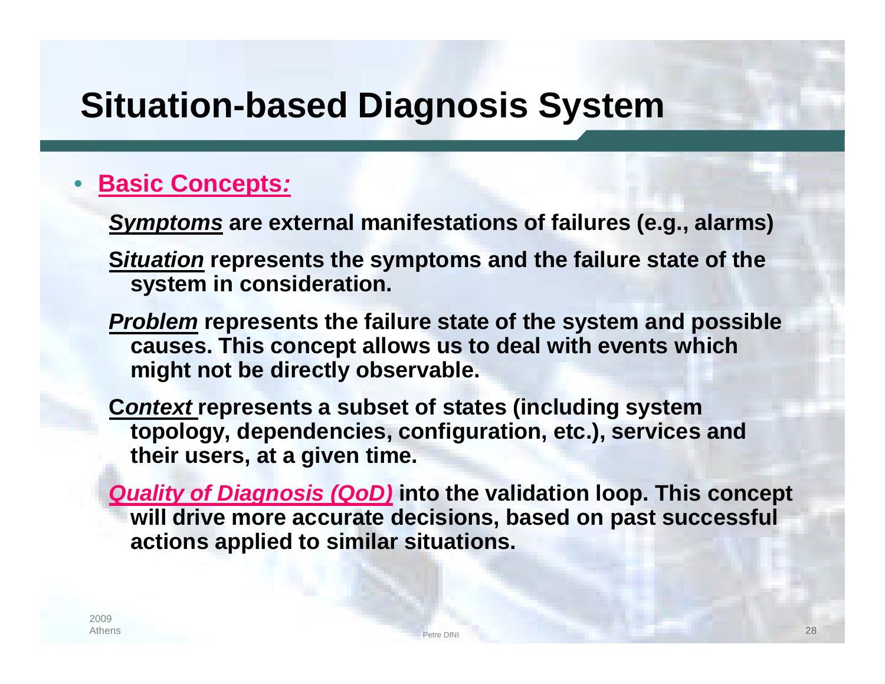# Situation-based Diagnosis System

- **Basic Concepts:**

  ***Symptoms*** **are external manifestations of failures (e.g., alarms)**

  ***Situation*** **represents the symptoms and the failure state of the system in consideration.**

  ***Problem*** **represents the failure state of the system and possible causes. This concept allows us to deal with events which might not be directly observable.**

  ***Context*** **represents a subset of states (including system topology, dependencies, configuration, etc.), services and their users, at a given time.**

  ***Quality of Diagnosis (QoD)*** **into the validation loop. This concept will drive more accurate decisions, based on past successful actions applied to similar situations.**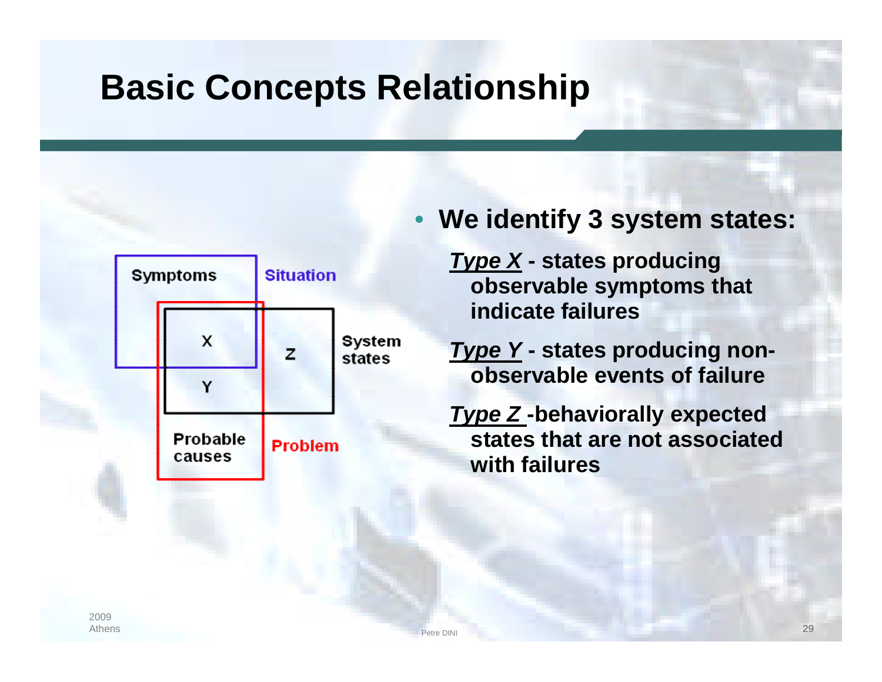# Basic Concepts Relationship

Symptoms | Situation

X | Z | System states

Y

Probable causes | Problem

- **We identify 3 system states:**
  - ***Type X*** **- states producing observable symptoms that indicate failures**
  - ***Type Y*** **- states producing non-observable events of failure**
  - ***Type Z*** **-behaviorally expected states that are not associated with failures**

2009
Athens

Petre DINI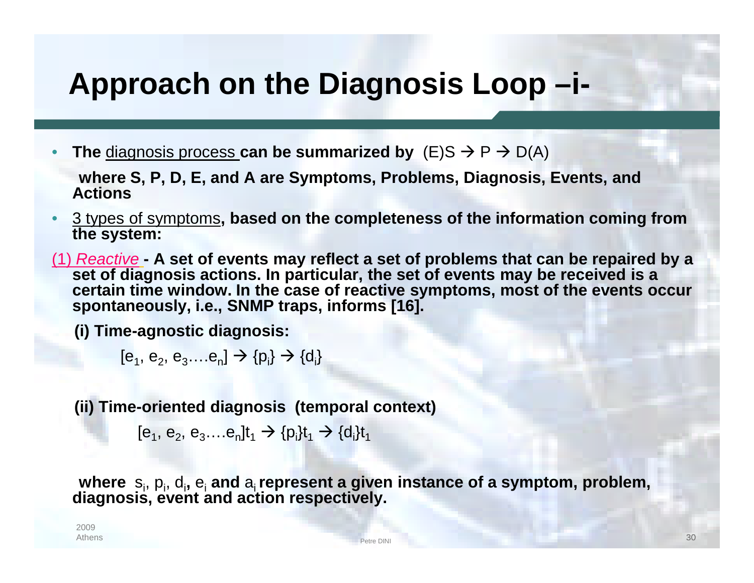# Approach on the Diagnosis Loop –i-

- **The** <u>diagnosis process</u> **can be summarized by** (E)S → P → D(A)

  **where S, P, D, E, and A are Symptoms, Problems, Diagnosis, Events, and Actions**

- <u>3 types of symptoms</u>**, based on the completeness of the information coming from the system:**

<u>(1) *Reactive*</u> **- A set of events may reflect a set of problems that can be repaired by a set of diagnosis actions. In particular, the set of events may be received is a certain time window. In the case of reactive symptoms, most of the events occur spontaneously, i.e., SNMP traps, informs [16].**

**(i) Time-agnostic diagnosis:**

$$[e_1, e_2, e_3 \ldots e_n] \rightarrow \{p_i\} \rightarrow \{d_i\}$$

**(ii) Time-oriented diagnosis (temporal context)**

$$[e_1, e_2, e_3 \ldots e_n]t_1 \rightarrow \{p_i\}t_1 \rightarrow \{d_i\}t_1$$

**where** $s_i$, $p_i$, $d_i$**,** $e_i$ **and** $a_i$ **represent a given instance of a symptom, problem, diagnosis, event and action respectively.**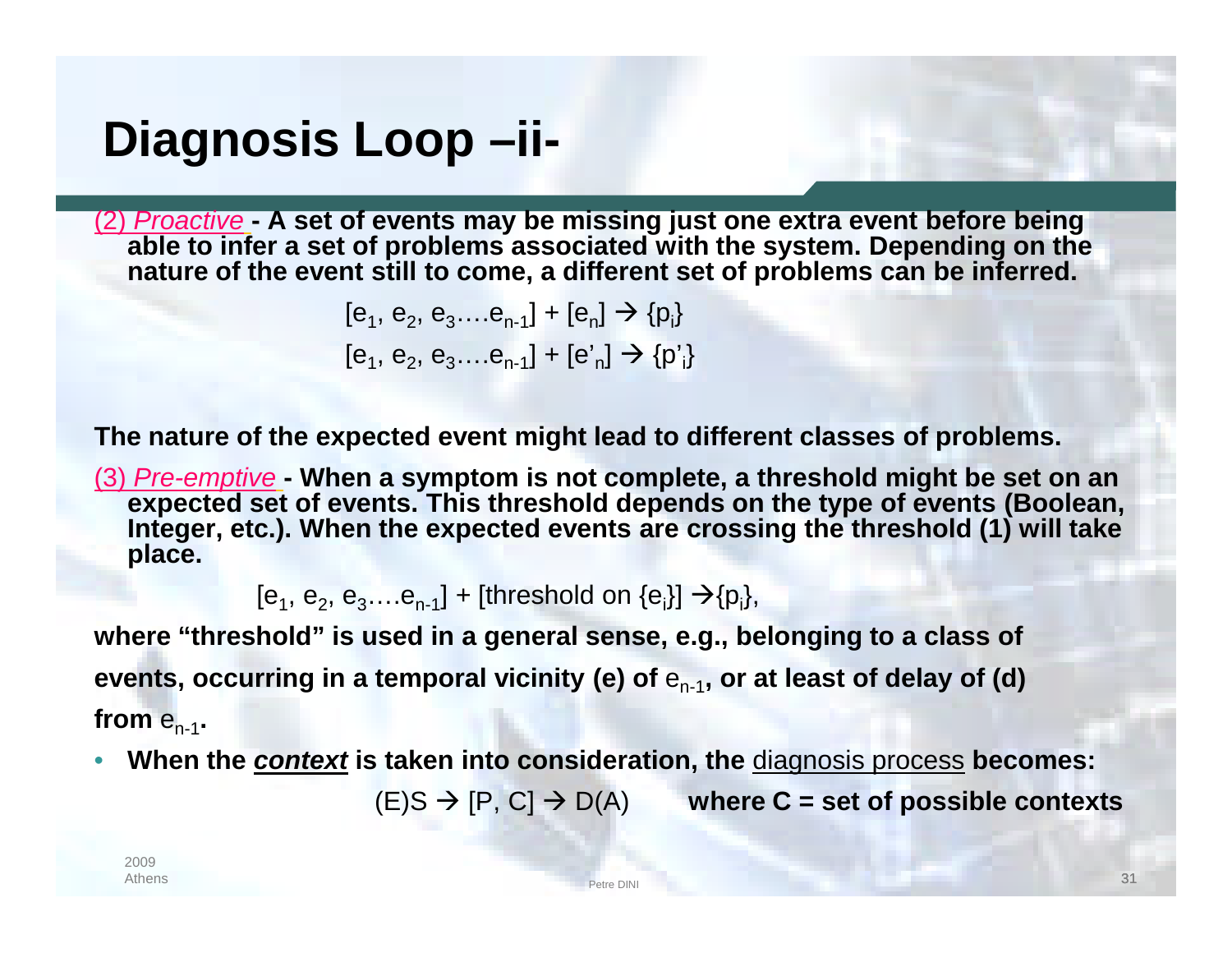# Diagnosis Loop –ii-

*(2) Proactive* **- A set of events may be missing just one extra event before being able to infer a set of problems associated with the system. Depending on the nature of the event still to come, a different set of problems can be inferred.**

$$[e_1, e_2, e_3 \ldots e_{n-1}] + [e_n] \rightarrow \{p_i\}$$

$$[e_1, e_2, e_3 \ldots e_{n-1}] + [e'_n] \rightarrow \{p'_i\}$$

**The nature of the expected event might lead to different classes of problems.**

*(3) Pre-emptive* **- When a symptom is not complete, a threshold might be set on an expected set of events. This threshold depends on the type of events (Boolean, Integer, etc.). When the expected events are crossing the threshold (1) will take place.**

$$[e_1, e_2, e_3 \ldots e_{n-1}] + [\text{threshold on } \{e_i\}] \rightarrow \{p_i\},$$

**where "threshold" is used in a general sense, e.g., belonging to a class of events, occurring in a temporal vicinity (e) of $e_{n-1}$, or at least of delay of (d) from $e_{n-1}$.**

- **When the *context* is taken into consideration, the** diagnosis process **becomes:**

  $(E)S \rightarrow [P, C] \rightarrow D(A)$ **where C = set of possible contexts**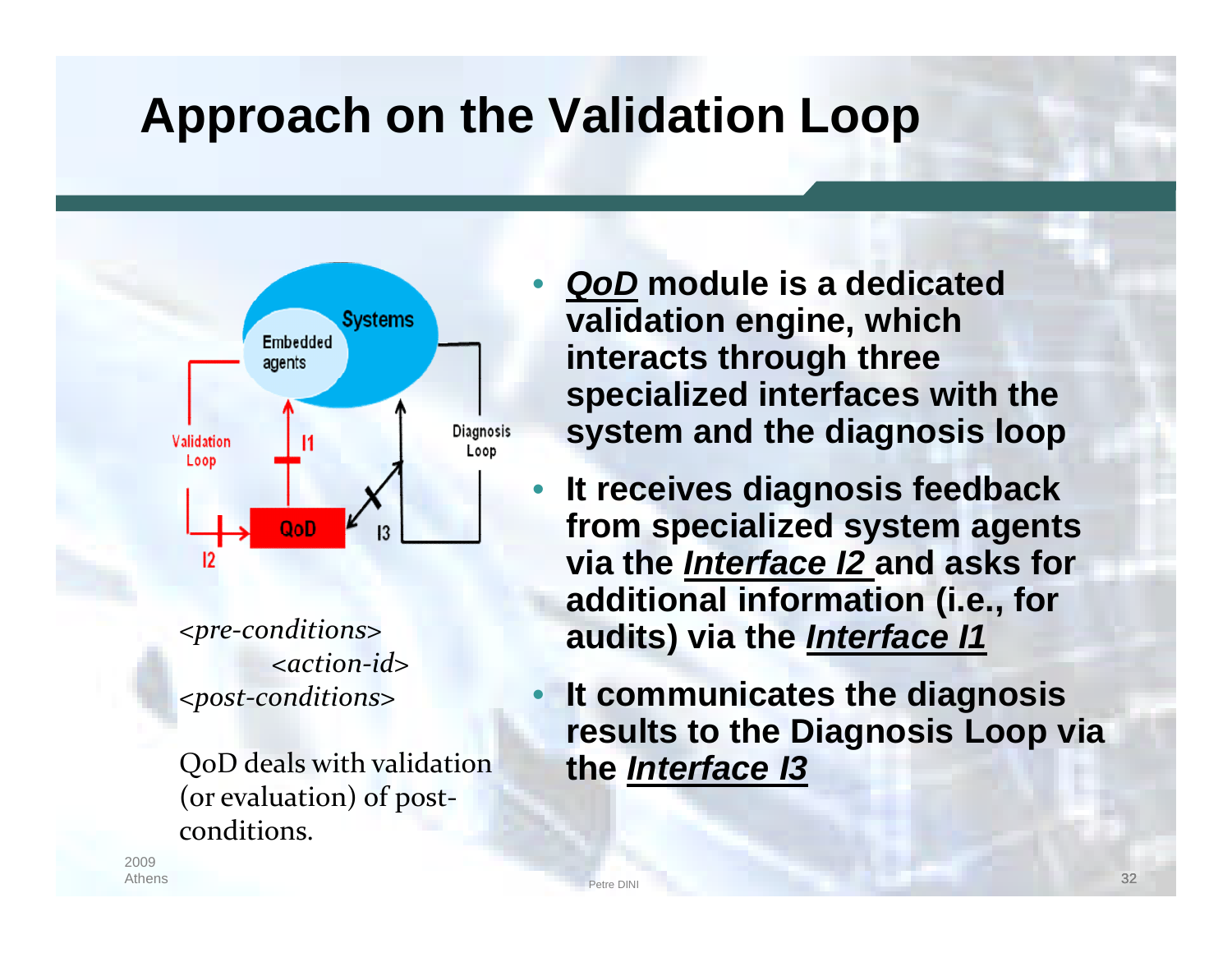# Approach on the Validation Loop

*<pre-conditions>*
*<action-id>*
*<post-conditions>*

QoD deals with validation (or evaluation) of post-conditions.

- ***QoD*** **module is a dedicated validation engine, which interacts through three specialized interfaces with the system and the diagnosis loop**
- **It receives diagnosis feedback from specialized system agents via the** ***Interface I2*** **and asks for additional information (i.e., for audits) via the** ***Interface I1***
- **It communicates the diagnosis results to the Diagnosis Loop via the** ***Interface I3***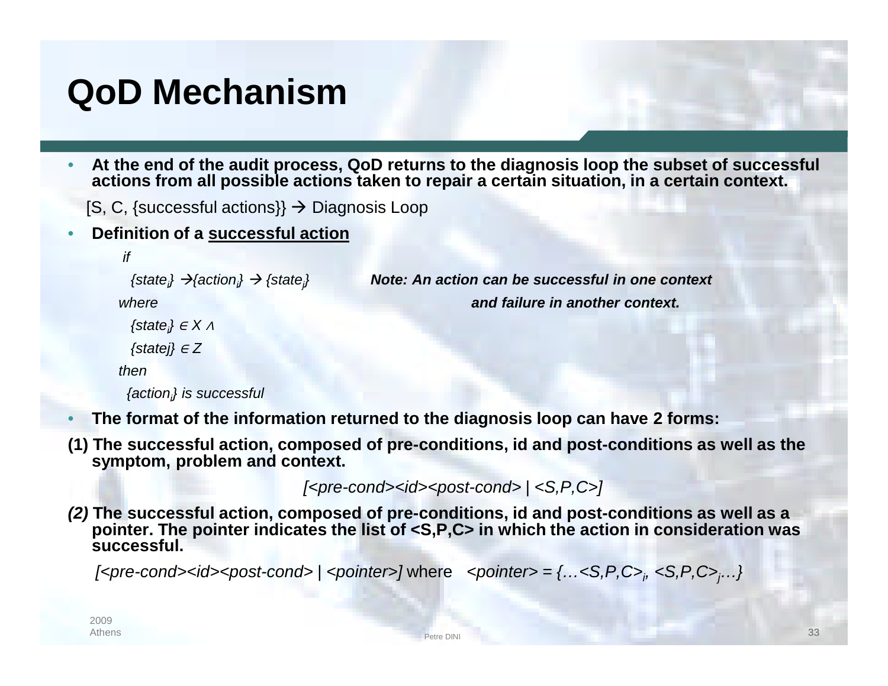# QoD Mechanism

- **At the end of the audit process, QoD returns to the diagnosis loop the subset of successful actions from all possible actions taken to repair a certain situation, in a certain context.**

  [S, C, {successful actions}} → Diagnosis Loop

- **Definition of a successful action**

  *if*

  *{$state_i$} →{$action_i$} → {$state_j$}*

  *where*

  *{$state_i$} ∈ X ∧*

  *{statej} ∈ Z*

  *then*

  *{$action_i$} is successful*

  ***Note: An action can be successful in one context and failure in another context.***

- **The format of the information returned to the diagnosis loop can have 2 forms:**

**(1) The successful action, composed of pre-conditions, id and post-conditions as well as the symptom, problem and context.**

*[<pre-cond><id><post-cond> | <S,P,C>]*

***(2)*** **The successful action, composed of pre-conditions, id and post-conditions as well as a pointer. The pointer indicates the list of <S,P,C> in which the action in consideration was successful.**

*[<pre-cond><id><post-cond> | <pointer>]* where *<pointer> = {…$<S,P,C>_i$, $<S,P,C>_j$…}*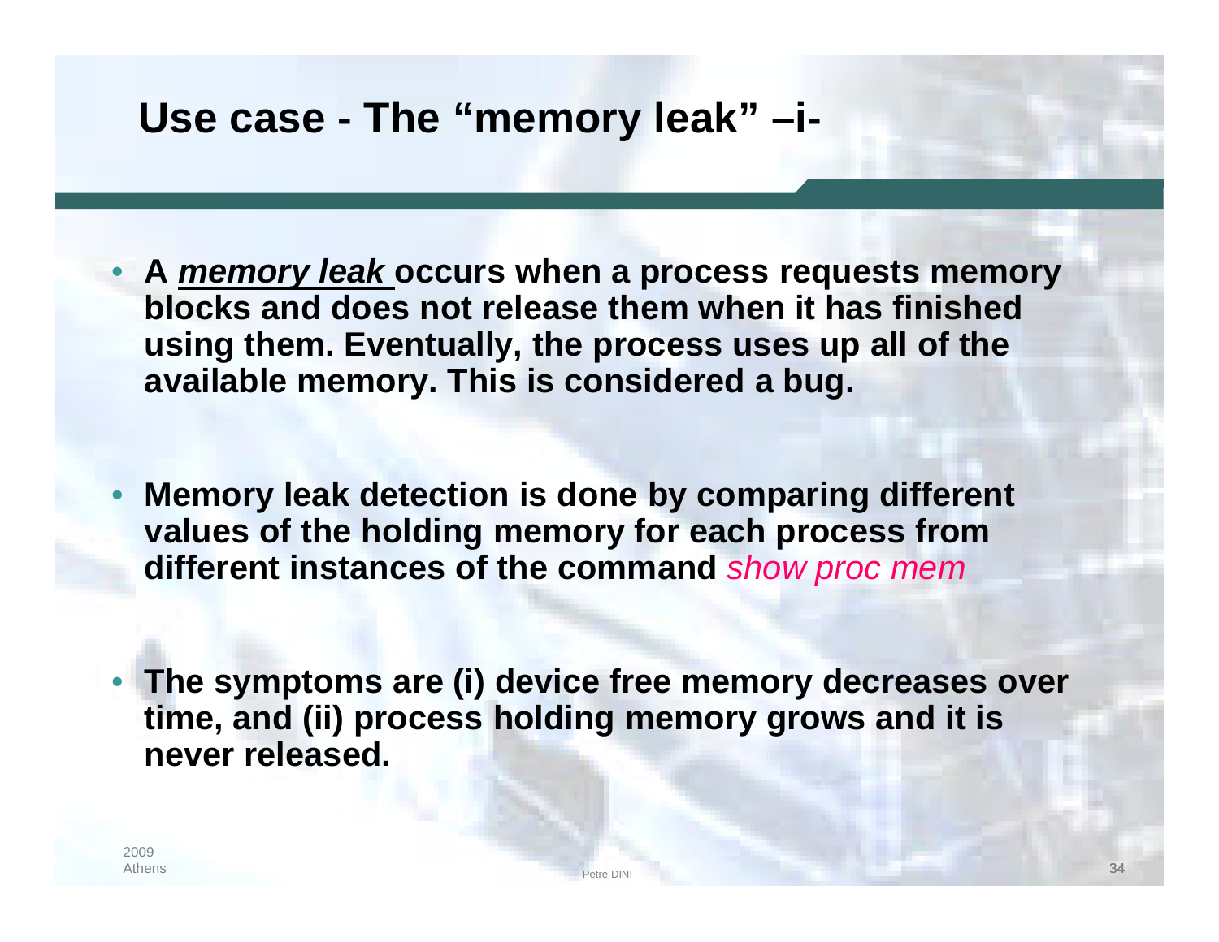# Use case - The "memory leak" –i-

- A ***memory leak*** occurs when a process requests memory blocks and does not release them when it has finished using them. Eventually, the process uses up all of the available memory. This is considered a bug.

- **Memory leak detection is done by comparing different values of the holding memory for each process from different instances of the command** *show proc mem*

- **The symptoms are (i) device free memory decreases over time, and (ii) process holding memory grows and it is never released.**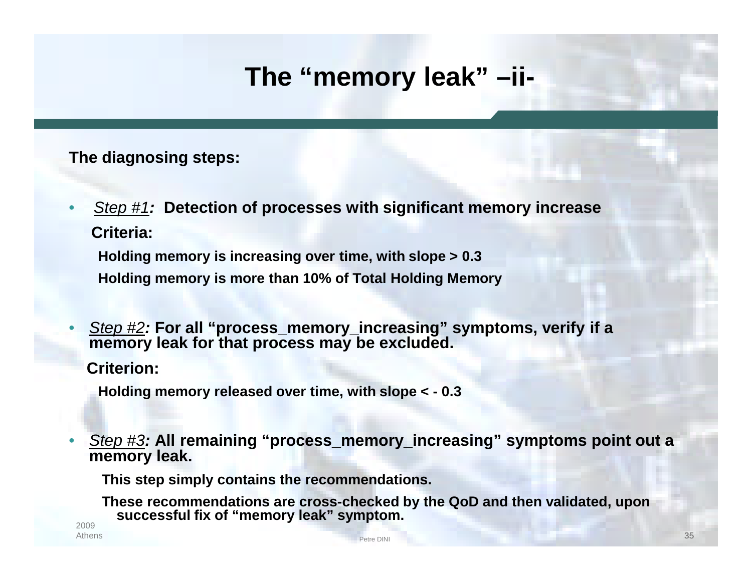# The "memory leak" –ii-

**The diagnosing steps:**

- *Step #1*: **Detection of processes with significant memory increase**

  **Criteria:**

  **Holding memory is increasing over time, with slope > 0.3**

  **Holding memory is more than 10% of Total Holding Memory**

- *Step #2*: **For all "process_memory_increasing" symptoms, verify if a memory leak for that process may be excluded.**

  **Criterion:**

  **Holding memory released over time, with slope < - 0.3**

- *Step #3*: **All remaining "process_memory_increasing" symptoms point out a memory leak.**

  **This step simply contains the recommendations.**

  **These recommendations are cross-checked by the QoD and then validated, upon successful fix of "memory leak" symptom.**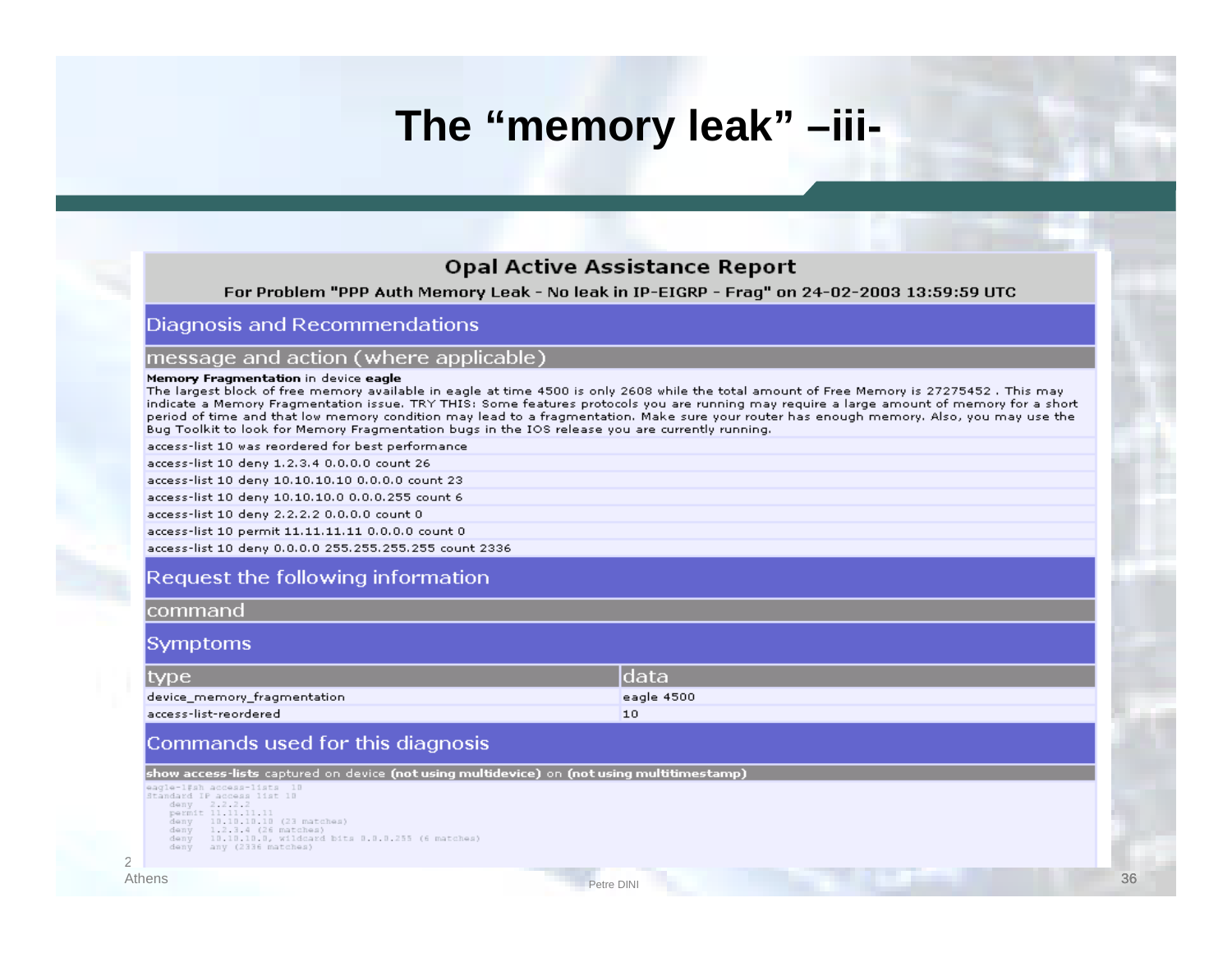# The "memory leak" –iii-

## Opal Active Assistance Report

**For Problem "PPP Auth Memory Leak - No leak in IP-EIGRP - Frag" on 24-02-2003 13:59:59 UTC**

### Diagnosis and Recommendations

**message and action (where applicable)**

**Memory Fragmentation** in device **eagle**
The largest block of free memory available in eagle at time 4500 is only 2608 while the total amount of Free Memory is 27275452 . This may indicate a Memory Fragmentation issue. TRY THIS: Some features protocols you are running may require a large amount of memory for a short period of time and that low memory condition may lead to a fragmentation. Make sure your router has enough memory. Also, you may use the Bug Toolkit to look for Memory Fragmentation bugs in the IOS release you are currently running.

access-list 10 was reordered for best performance

access-list 10 deny 1.2.3.4 0.0.0.0 count 26

access-list 10 deny 10.10.10.10 0.0.0.0 count 23

access-list 10 deny 10.10.10.0 0.0.0.255 count 6

access-list 10 deny 2.2.2.2 0.0.0.0 count 0

access-list 10 permit 11.11.11.11 0.0.0.0 count 0

access-list 10 deny 0.0.0.0 255.255.255.255 count 2336

### Request the following information

**command**

### Symptoms

| type | data |
|---|---|
| device_memory_fragmentation | eagle 4500 |
| access-list-reordered | 10 |

### Commands used for this diagnosis

**show access-lists** captured on device **(not using multidevice)** on **(not using multitimestamp)**

```
eagle-1#sh access-lists 10
Standard IP access list 10
    deny   2.2.2.2
    permit 11.11.11.11
    deny   10.10.10.10 (23 matches)
    deny   1.2.3.4 (26 matches)
    deny   10.10.10.0, wildcard bits 0.0.0.255 (6 matches)
    deny   any (2336 matches)
```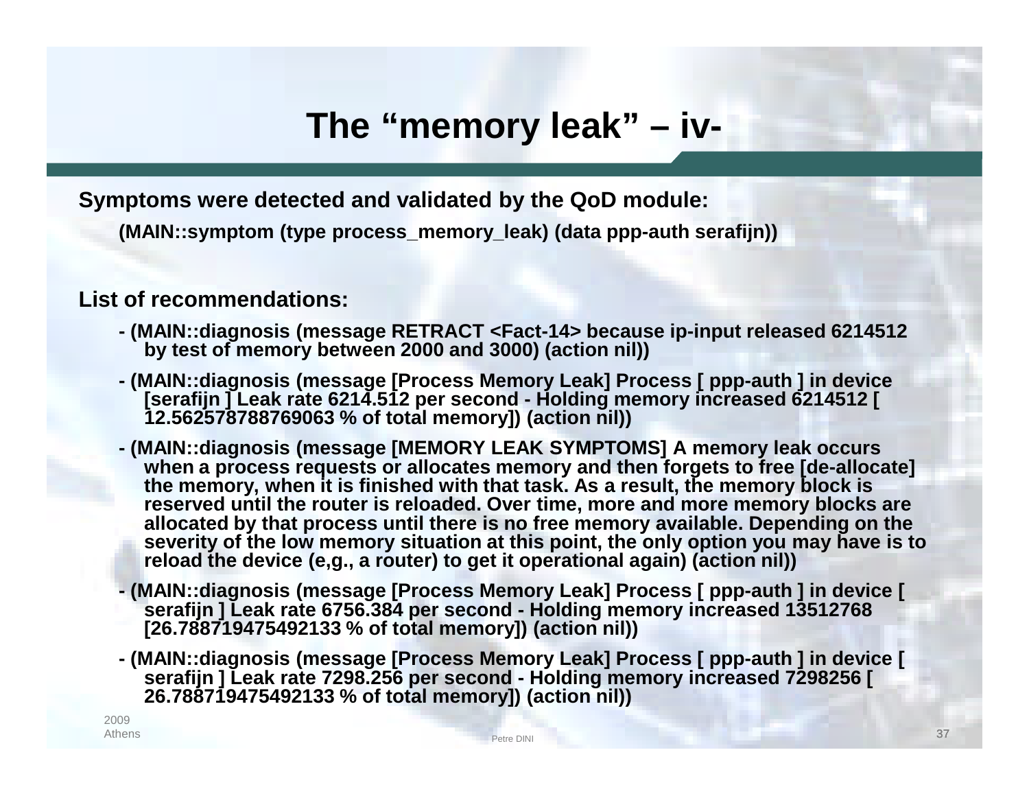# The "memory leak" – iv-

**Symptoms were detected and validated by the QoD module:**

**(MAIN::symptom (type process_memory_leak) (data ppp-auth serafijn))**

**List of recommendations:**

- **(MAIN::diagnosis (message RETRACT <Fact-14> because ip-input released 6214512 by test of memory between 2000 and 3000) (action nil))**
- **(MAIN::diagnosis (message [Process Memory Leak] Process [ ppp-auth ] in device [serafijn ] Leak rate 6214.512 per second - Holding memory increased 6214512 [ 12.562578788769063 % of total memory]) (action nil))**
- **(MAIN::diagnosis (message [MEMORY LEAK SYMPTOMS] A memory leak occurs when a process requests or allocates memory and then forgets to free [de-allocate] the memory, when it is finished with that task. As a result, the memory block is reserved until the router is reloaded. Over time, more and more memory blocks are allocated by that process until there is no free memory available. Depending on the severity of the low memory situation at this point, the only option you may have is to reload the device (e,g., a router) to get it operational again) (action nil))**
- **(MAIN::diagnosis (message [Process Memory Leak] Process [ ppp-auth ] in device [ serafijn ] Leak rate 6756.384 per second - Holding memory increased 13512768 [26.788719475492133 % of total memory]) (action nil))**
- **(MAIN::diagnosis (message [Process Memory Leak] Process [ ppp-auth ] in device [ serafijn ] Leak rate 7298.256 per second - Holding memory increased 7298256 [ 26.788719475492133 % of total memory]) (action nil))**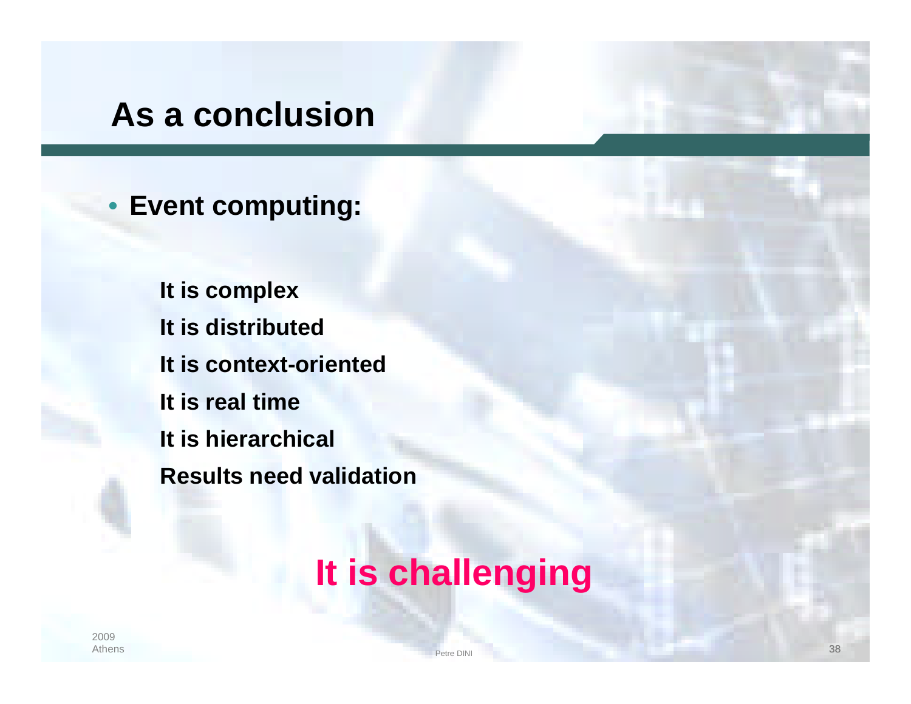# As a conclusion

- **Event computing:**

  **It is complex**

  **It is distributed**

  **It is context-oriented**

  **It is real time**

  **It is hierarchical**

  **Results need validation**

**It is challenging**